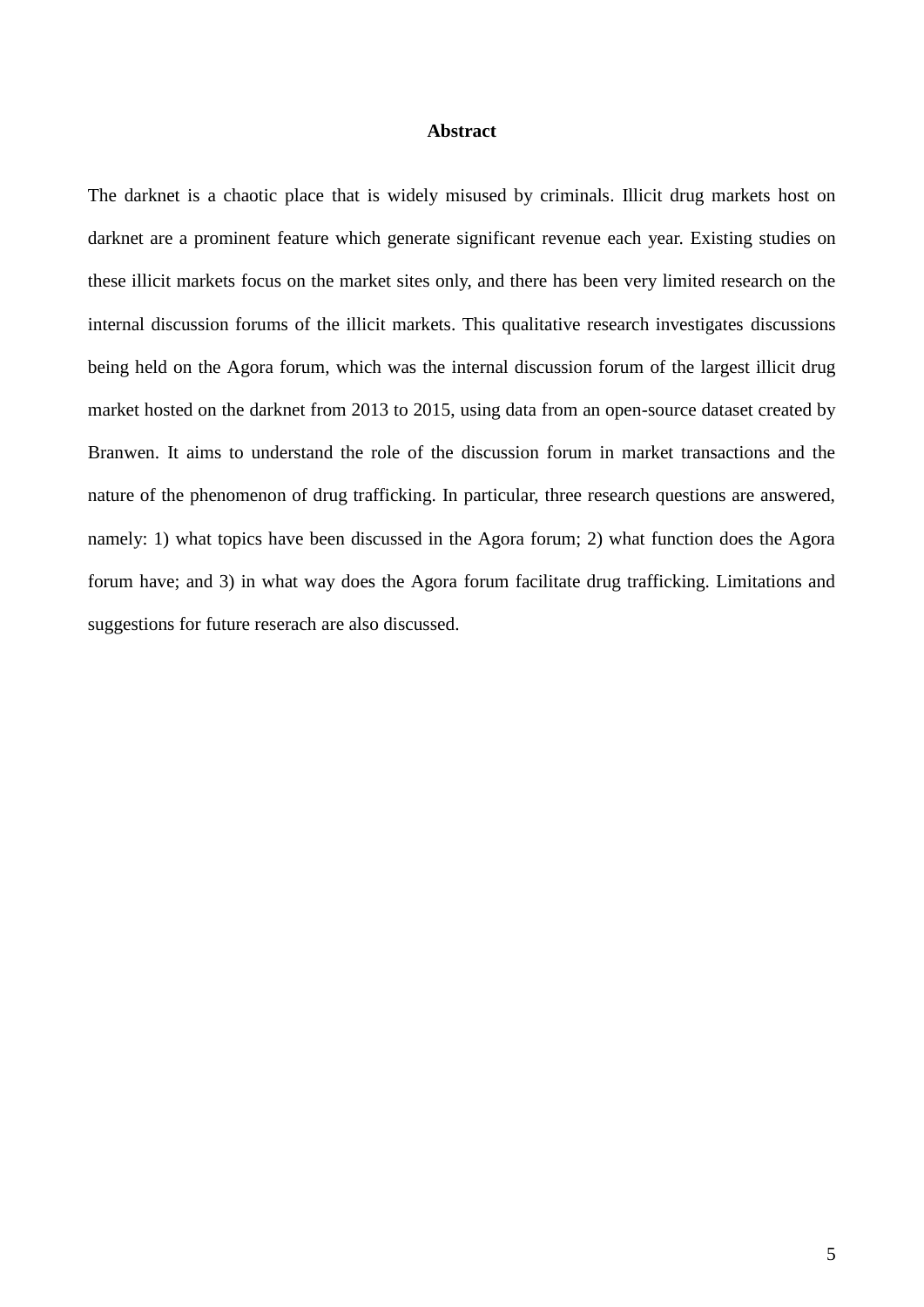# Abstract

The darknet is a chaotic place that is widely misused by criminals. Illicit drug markets host on darknet are a prominent feature which generate significant revenue each year. Existing studies on these illicit markets focus on the market sites only, and there has been very limited research on the internal discussion forums of the illicit markets. This qualitative research investigates discussions being held on the Agora forum, which was the internal discussion forum of the largest illicit drug market hosted on the darknet from 2013 to 2015, using data from an open-source dataset created by Branwen. It aims to understand the role of the discussion forum in market transactions and the nature of the phenomenon of drug trafficking. In particular, three research questions are answered, namely: 1) what topics have been discussed in the Agora forum; 2) what function does the Agora forum have; and 3) in what way does the Agora forum facilitate drug trafficking. Limitations and suggestions for future reserach are also discussed.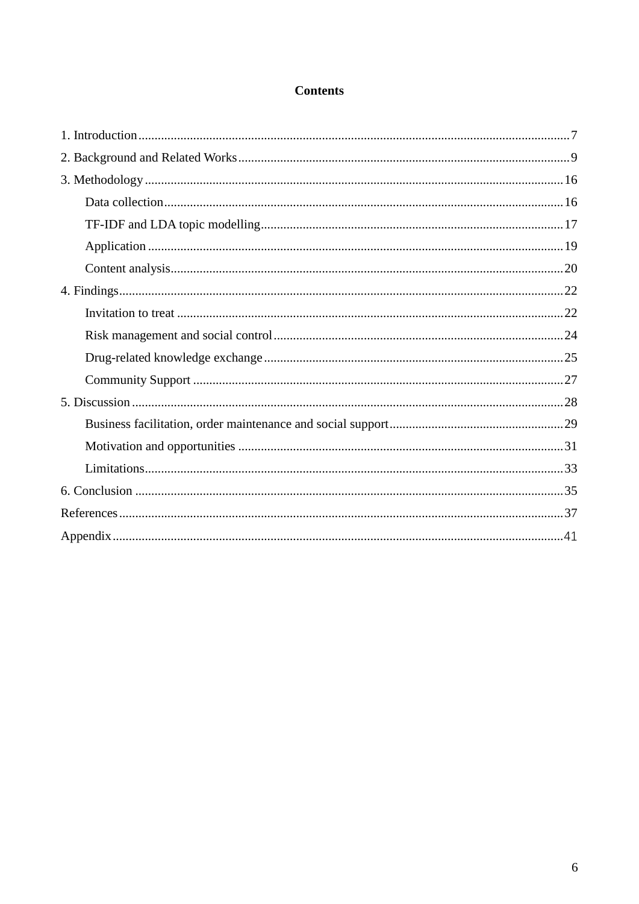# Contents

1. Introduction....7
2. Background and Related Works....9
3. Methodology....16
    - Data collection....16
    - TF-IDF and LDA topic modelling....17
    - Application....19
    - Content analysis....20
4. Findings....22
    - Invitation to treat....22
    - Risk management and social control....24
    - Drug-related knowledge exchange....25
    - Community Support....27
5. Discussion....28
    - Business facilitation, order maintenance and social support....29
    - Motivation and opportunities....31
    - Limitations....33
6. Conclusion....35

References....37

Appendix....41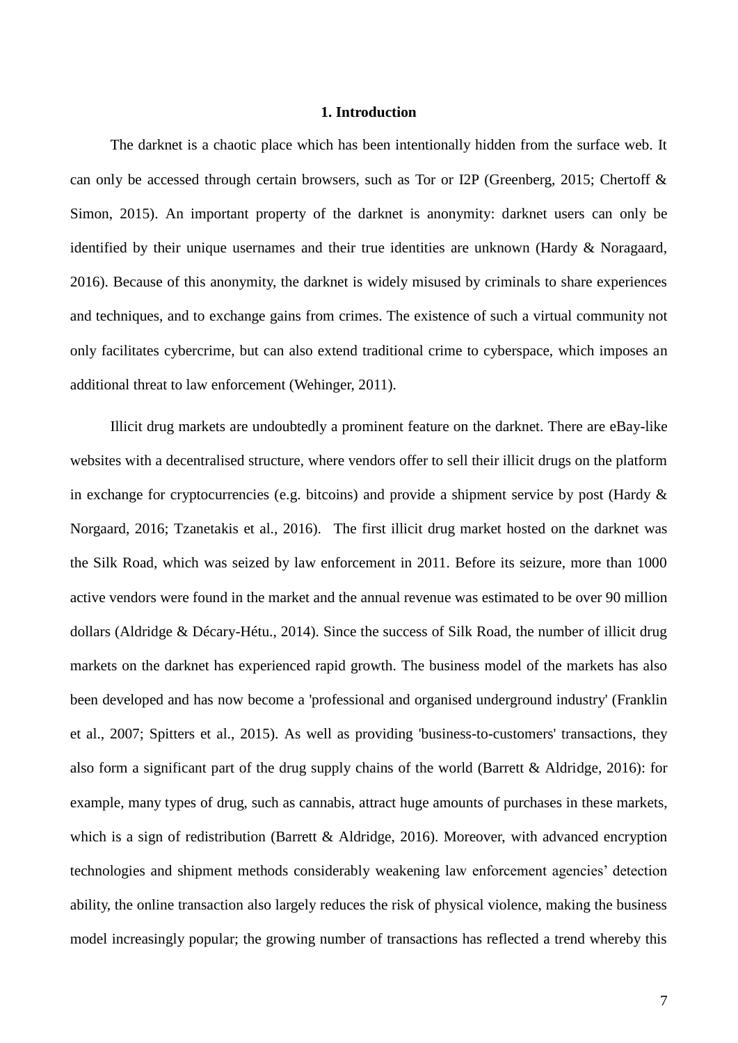## 1. Introduction

The darknet is a chaotic place which has been intentionally hidden from the surface web. It can only be accessed through certain browsers, such as Tor or I2P (Greenberg, 2015; Chertoff & Simon, 2015). An important property of the darknet is anonymity: darknet users can only be identified by their unique usernames and their true identities are unknown (Hardy & Noragaard, 2016). Because of this anonymity, the darknet is widely misused by criminals to share experiences and techniques, and to exchange gains from crimes. The existence of such a virtual community not only facilitates cybercrime, but can also extend traditional crime to cyberspace, which imposes an additional threat to law enforcement (Wehinger, 2011).

Illicit drug markets are undoubtedly a prominent feature on the darknet. There are eBay-like websites with a decentralised structure, where vendors offer to sell their illicit drugs on the platform in exchange for cryptocurrencies (e.g. bitcoins) and provide a shipment service by post (Hardy & Norgaard, 2016; Tzanetakis et al., 2016). The first illicit drug market hosted on the darknet was the Silk Road, which was seized by law enforcement in 2011. Before its seizure, more than 1000 active vendors were found in the market and the annual revenue was estimated to be over 90 million dollars (Aldridge & Décary-Hétu., 2014). Since the success of Silk Road, the number of illicit drug markets on the darknet has experienced rapid growth. The business model of the markets has also been developed and has now become a 'professional and organised underground industry' (Franklin et al., 2007; Spitters et al., 2015). As well as providing 'business-to-customers' transactions, they also form a significant part of the drug supply chains of the world (Barrett & Aldridge, 2016): for example, many types of drug, such as cannabis, attract huge amounts of purchases in these markets, which is a sign of redistribution (Barrett & Aldridge, 2016). Moreover, with advanced encryption technologies and shipment methods considerably weakening law enforcement agencies' detection ability, the online transaction also largely reduces the risk of physical violence, making the business model increasingly popular; the growing number of transactions has reflected a trend whereby this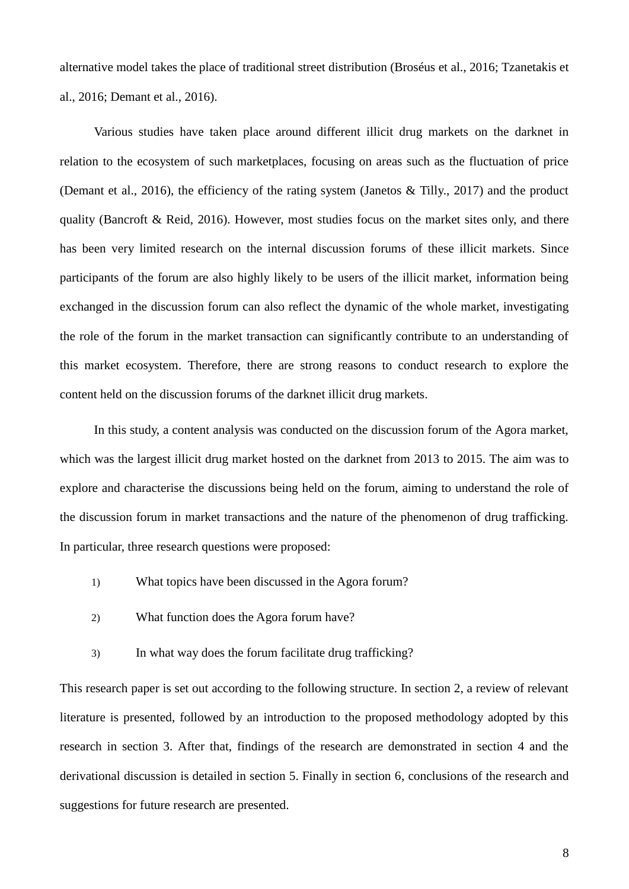alternative model takes the place of traditional street distribution (Broséus et al., 2016; Tzanetakis et al., 2016; Demant et al., 2016).

Various studies have taken place around different illicit drug markets on the darknet in relation to the ecosystem of such marketplaces, focusing on areas such as the fluctuation of price (Demant et al., 2016), the efficiency of the rating system (Janetos & Tilly., 2017) and the product quality (Bancroft & Reid, 2016). However, most studies focus on the market sites only, and there has been very limited research on the internal discussion forums of these illicit markets. Since participants of the forum are also highly likely to be users of the illicit market, information being exchanged in the discussion forum can also reflect the dynamic of the whole market, investigating the role of the forum in the market transaction can significantly contribute to an understanding of this market ecosystem. Therefore, there are strong reasons to conduct research to explore the content held on the discussion forums of the darknet illicit drug markets.

In this study, a content analysis was conducted on the discussion forum of the Agora market, which was the largest illicit drug market hosted on the darknet from 2013 to 2015. The aim was to explore and characterise the discussions being held on the forum, aiming to understand the role of the discussion forum in market transactions and the nature of the phenomenon of drug trafficking. In particular, three research questions were proposed:

1) What topics have been discussed in the Agora forum?
2) What function does the Agora forum have?
3) In what way does the forum facilitate drug trafficking?

This research paper is set out according to the following structure. In section 2, a review of relevant literature is presented, followed by an introduction to the proposed methodology adopted by this research in section 3. After that, findings of the research are demonstrated in section 4 and the derivational discussion is detailed in section 5. Finally in section 6, conclusions of the research and suggestions for future research are presented.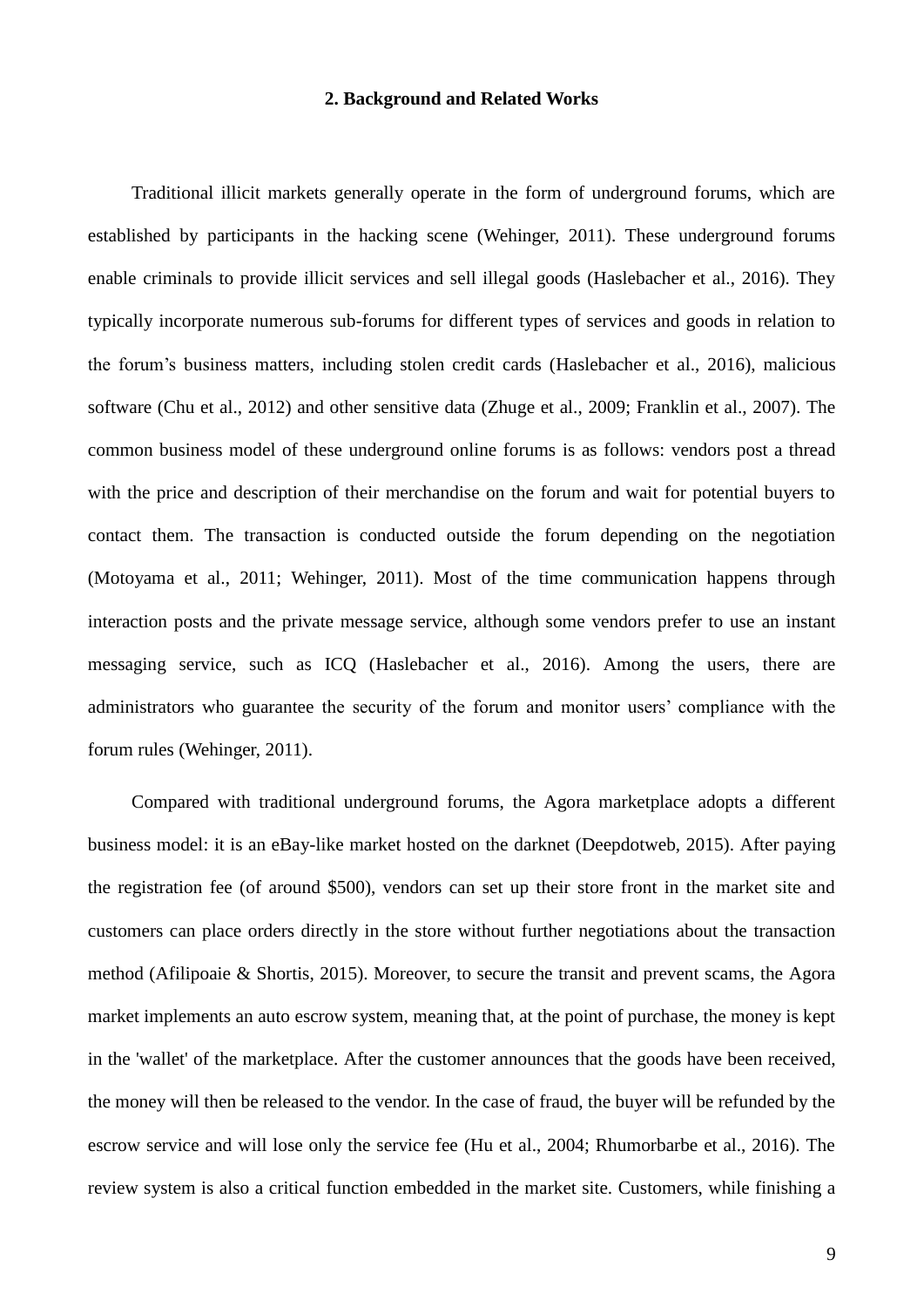## 2. Background and Related Works

Traditional illicit markets generally operate in the form of underground forums, which are established by participants in the hacking scene (Wehinger, 2011). These underground forums enable criminals to provide illicit services and sell illegal goods (Haslebacher et al., 2016). They typically incorporate numerous sub-forums for different types of services and goods in relation to the forum's business matters, including stolen credit cards (Haslebacher et al., 2016), malicious software (Chu et al., 2012) and other sensitive data (Zhuge et al., 2009; Franklin et al., 2007). The common business model of these underground online forums is as follows: vendors post a thread with the price and description of their merchandise on the forum and wait for potential buyers to contact them. The transaction is conducted outside the forum depending on the negotiation (Motoyama et al., 2011; Wehinger, 2011). Most of the time communication happens through interaction posts and the private message service, although some vendors prefer to use an instant messaging service, such as ICQ (Haslebacher et al., 2016). Among the users, there are administrators who guarantee the security of the forum and monitor users' compliance with the forum rules (Wehinger, 2011).

Compared with traditional underground forums, the Agora marketplace adopts a different business model: it is an eBay-like market hosted on the darknet (Deepdotweb, 2015). After paying the registration fee (of around $500), vendors can set up their store front in the market site and customers can place orders directly in the store without further negotiations about the transaction method (Afilipoaie & Shortis, 2015). Moreover, to secure the transit and prevent scams, the Agora market implements an auto escrow system, meaning that, at the point of purchase, the money is kept in the 'wallet' of the marketplace. After the customer announces that the goods have been received, the money will then be released to the vendor. In the case of fraud, the buyer will be refunded by the escrow service and will lose only the service fee (Hu et al., 2004; Rhumorbarbe et al., 2016). The review system is also a critical function embedded in the market site. Customers, while finishing a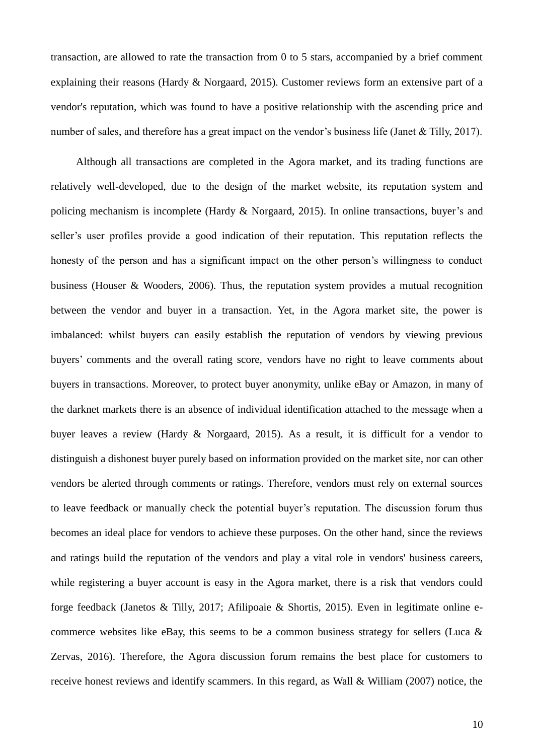transaction, are allowed to rate the transaction from 0 to 5 stars, accompanied by a brief comment explaining their reasons (Hardy & Norgaard, 2015). Customer reviews form an extensive part of a vendor's reputation, which was found to have a positive relationship with the ascending price and number of sales, and therefore has a great impact on the vendor's business life (Janet & Tilly, 2017).

Although all transactions are completed in the Agora market, and its trading functions are relatively well-developed, due to the design of the market website, its reputation system and policing mechanism is incomplete (Hardy & Norgaard, 2015). In online transactions, buyer's and seller's user profiles provide a good indication of their reputation. This reputation reflects the honesty of the person and has a significant impact on the other person's willingness to conduct business (Houser & Wooders, 2006). Thus, the reputation system provides a mutual recognition between the vendor and buyer in a transaction. Yet, in the Agora market site, the power is imbalanced: whilst buyers can easily establish the reputation of vendors by viewing previous buyers' comments and the overall rating score, vendors have no right to leave comments about buyers in transactions. Moreover, to protect buyer anonymity, unlike eBay or Amazon, in many of the darknet markets there is an absence of individual identification attached to the message when a buyer leaves a review (Hardy & Norgaard, 2015). As a result, it is difficult for a vendor to distinguish a dishonest buyer purely based on information provided on the market site, nor can other vendors be alerted through comments or ratings. Therefore, vendors must rely on external sources to leave feedback or manually check the potential buyer's reputation. The discussion forum thus becomes an ideal place for vendors to achieve these purposes. On the other hand, since the reviews and ratings build the reputation of the vendors and play a vital role in vendors' business careers, while registering a buyer account is easy in the Agora market, there is a risk that vendors could forge feedback (Janetos & Tilly, 2017; Afilipoaie & Shortis, 2015). Even in legitimate online e-commerce websites like eBay, this seems to be a common business strategy for sellers (Luca & Zervas, 2016). Therefore, the Agora discussion forum remains the best place for customers to receive honest reviews and identify scammers. In this regard, as Wall & William (2007) notice, the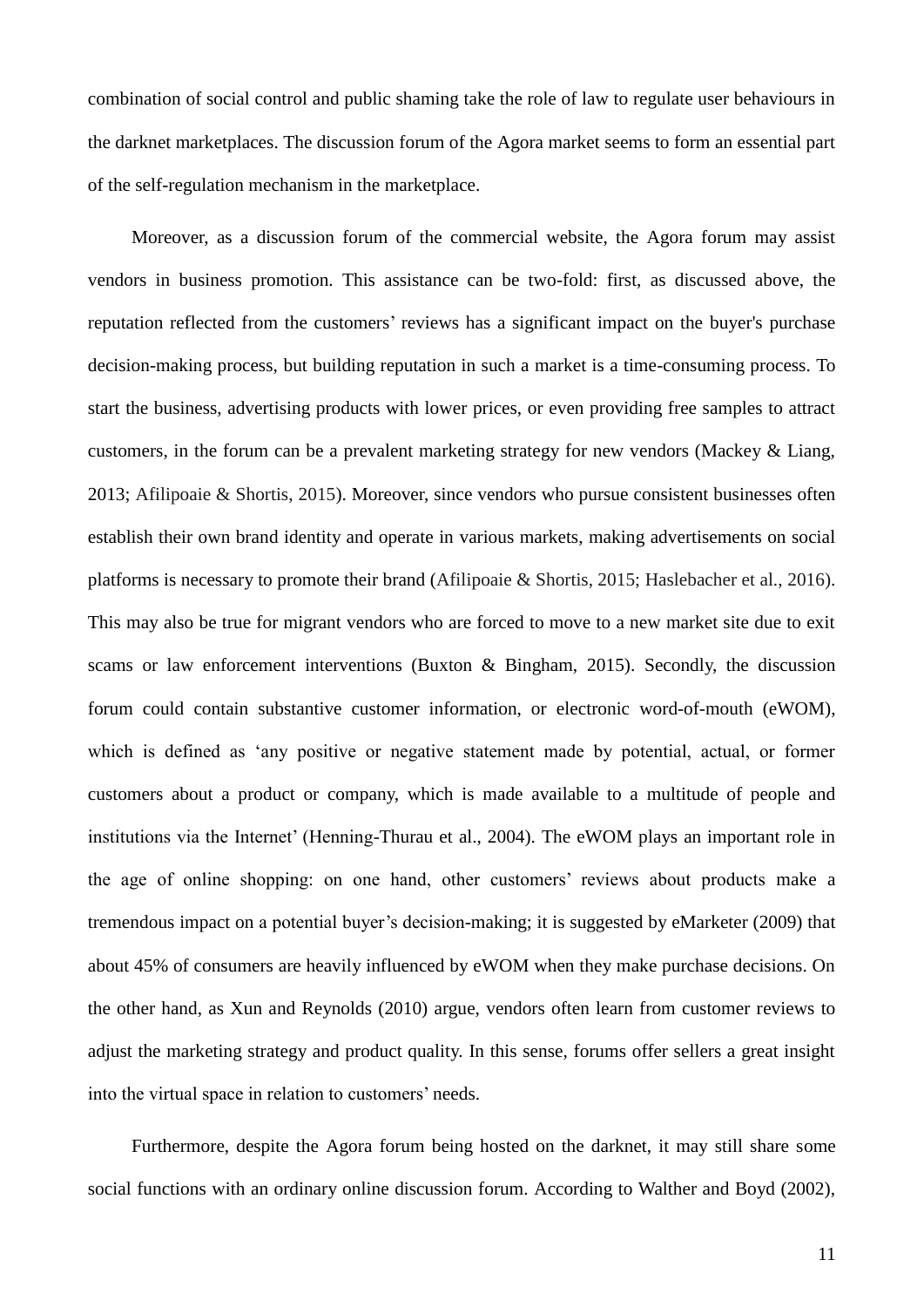combination of social control and public shaming take the role of law to regulate user behaviours in the darknet marketplaces. The discussion forum of the Agora market seems to form an essential part of the self-regulation mechanism in the marketplace.

Moreover, as a discussion forum of the commercial website, the Agora forum may assist vendors in business promotion. This assistance can be two-fold: first, as discussed above, the reputation reflected from the customers' reviews has a significant impact on the buyer's purchase decision-making process, but building reputation in such a market is a time-consuming process. To start the business, advertising products with lower prices, or even providing free samples to attract customers, in the forum can be a prevalent marketing strategy for new vendors (Mackey & Liang, 2013; Afilipoaie & Shortis, 2015). Moreover, since vendors who pursue consistent businesses often establish their own brand identity and operate in various markets, making advertisements on social platforms is necessary to promote their brand (Afilipoaie & Shortis, 2015; Haslebacher et al., 2016). This may also be true for migrant vendors who are forced to move to a new market site due to exit scams or law enforcement interventions (Buxton & Bingham, 2015). Secondly, the discussion forum could contain substantive customer information, or electronic word-of-mouth (eWOM), which is defined as 'any positive or negative statement made by potential, actual, or former customers about a product or company, which is made available to a multitude of people and institutions via the Internet' (Henning-Thurau et al., 2004). The eWOM plays an important role in the age of online shopping: on one hand, other customers' reviews about products make a tremendous impact on a potential buyer's decision-making; it is suggested by eMarketer (2009) that about 45% of consumers are heavily influenced by eWOM when they make purchase decisions. On the other hand, as Xun and Reynolds (2010) argue, vendors often learn from customer reviews to adjust the marketing strategy and product quality. In this sense, forums offer sellers a great insight into the virtual space in relation to customers' needs.

Furthermore, despite the Agora forum being hosted on the darknet, it may still share some social functions with an ordinary online discussion forum. According to Walther and Boyd (2002),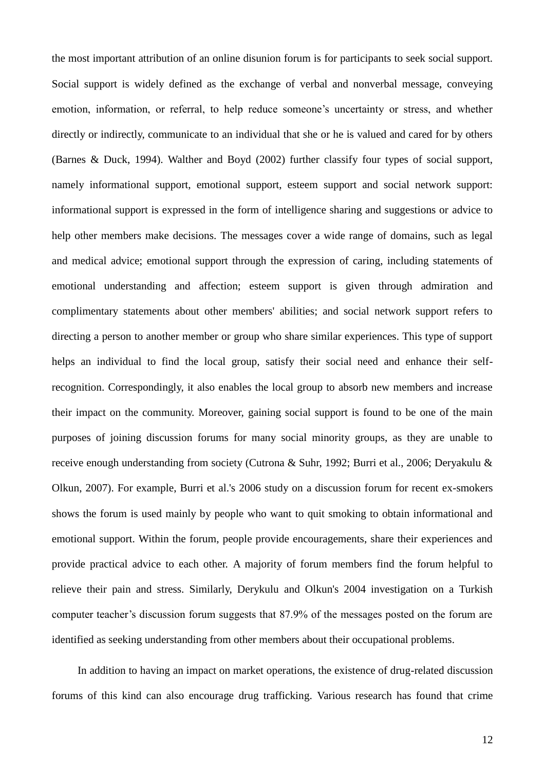the most important attribution of an online disunion forum is for participants to seek social support. Social support is widely defined as the exchange of verbal and nonverbal message, conveying emotion, information, or referral, to help reduce someone's uncertainty or stress, and whether directly or indirectly, communicate to an individual that she or he is valued and cared for by others (Barnes & Duck, 1994). Walther and Boyd (2002) further classify four types of social support, namely informational support, emotional support, esteem support and social network support: informational support is expressed in the form of intelligence sharing and suggestions or advice to help other members make decisions. The messages cover a wide range of domains, such as legal and medical advice; emotional support through the expression of caring, including statements of emotional understanding and affection; esteem support is given through admiration and complimentary statements about other members' abilities; and social network support refers to directing a person to another member or group who share similar experiences. This type of support helps an individual to find the local group, satisfy their social need and enhance their self-recognition. Correspondingly, it also enables the local group to absorb new members and increase their impact on the community. Moreover, gaining social support is found to be one of the main purposes of joining discussion forums for many social minority groups, as they are unable to receive enough understanding from society (Cutrona & Suhr, 1992; Burri et al., 2006; Deryakulu & Olkun, 2007). For example, Burri et al.'s 2006 study on a discussion forum for recent ex-smokers shows the forum is used mainly by people who want to quit smoking to obtain informational and emotional support. Within the forum, people provide encouragements, share their experiences and provide practical advice to each other. A majority of forum members find the forum helpful to relieve their pain and stress. Similarly, Derykulu and Olkun's 2004 investigation on a Turkish computer teacher's discussion forum suggests that 87.9% of the messages posted on the forum are identified as seeking understanding from other members about their occupational problems.

In addition to having an impact on market operations, the existence of drug-related discussion forums of this kind can also encourage drug trafficking. Various research has found that crime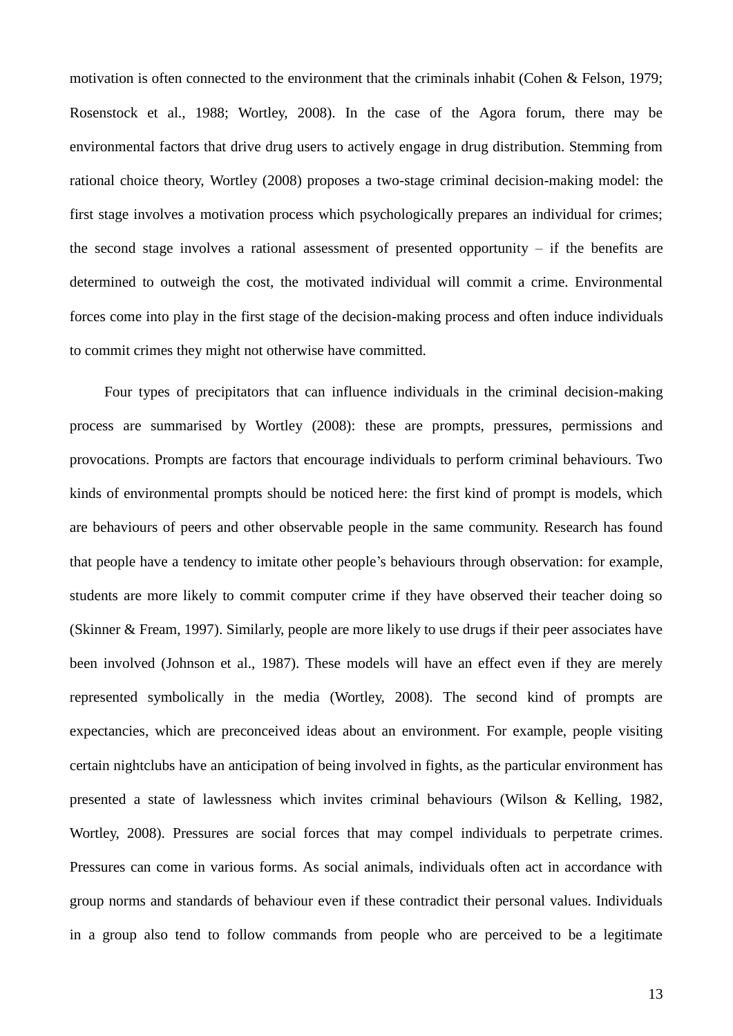motivation is often connected to the environment that the criminals inhabit (Cohen & Felson, 1979; Rosenstock et al., 1988; Wortley, 2008). In the case of the Agora forum, there may be environmental factors that drive drug users to actively engage in drug distribution. Stemming from rational choice theory, Wortley (2008) proposes a two-stage criminal decision-making model: the first stage involves a motivation process which psychologically prepares an individual for crimes; the second stage involves a rational assessment of presented opportunity – if the benefits are determined to outweigh the cost, the motivated individual will commit a crime. Environmental forces come into play in the first stage of the decision-making process and often induce individuals to commit crimes they might not otherwise have committed.

Four types of precipitators that can influence individuals in the criminal decision-making process are summarised by Wortley (2008): these are prompts, pressures, permissions and provocations. Prompts are factors that encourage individuals to perform criminal behaviours. Two kinds of environmental prompts should be noticed here: the first kind of prompt is models, which are behaviours of peers and other observable people in the same community. Research has found that people have a tendency to imitate other people's behaviours through observation: for example, students are more likely to commit computer crime if they have observed their teacher doing so (Skinner & Fream, 1997). Similarly, people are more likely to use drugs if their peer associates have been involved (Johnson et al., 1987). These models will have an effect even if they are merely represented symbolically in the media (Wortley, 2008). The second kind of prompts are expectancies, which are preconceived ideas about an environment. For example, people visiting certain nightclubs have an anticipation of being involved in fights, as the particular environment has presented a state of lawlessness which invites criminal behaviours (Wilson & Kelling, 1982, Wortley, 2008). Pressures are social forces that may compel individuals to perpetrate crimes. Pressures can come in various forms. As social animals, individuals often act in accordance with group norms and standards of behaviour even if these contradict their personal values. Individuals in a group also tend to follow commands from people who are perceived to be a legitimate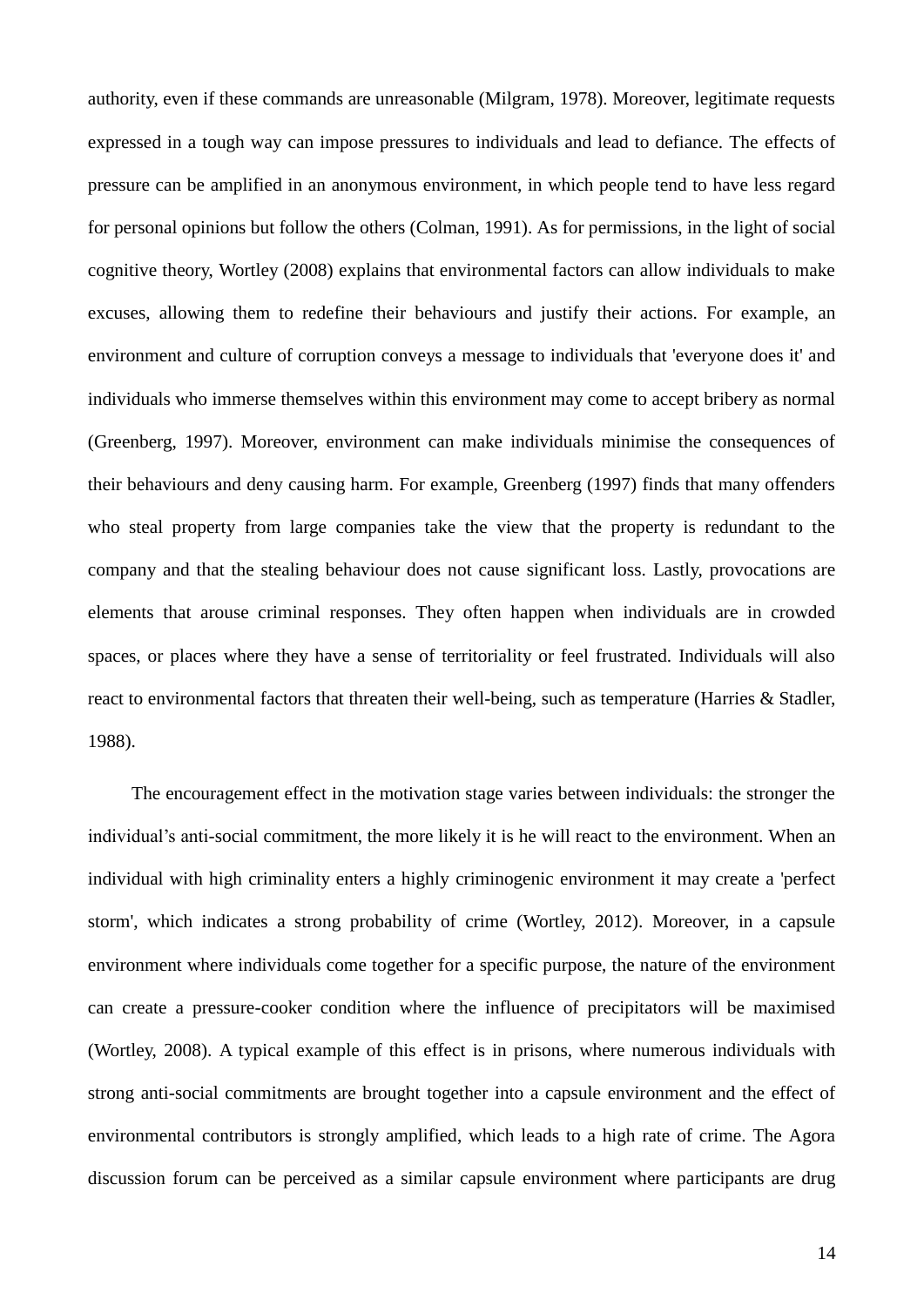authority, even if these commands are unreasonable (Milgram, 1978). Moreover, legitimate requests expressed in a tough way can impose pressures to individuals and lead to defiance. The effects of pressure can be amplified in an anonymous environment, in which people tend to have less regard for personal opinions but follow the others (Colman, 1991). As for permissions, in the light of social cognitive theory, Wortley (2008) explains that environmental factors can allow individuals to make excuses, allowing them to redefine their behaviours and justify their actions. For example, an environment and culture of corruption conveys a message to individuals that 'everyone does it' and individuals who immerse themselves within this environment may come to accept bribery as normal (Greenberg, 1997). Moreover, environment can make individuals minimise the consequences of their behaviours and deny causing harm. For example, Greenberg (1997) finds that many offenders who steal property from large companies take the view that the property is redundant to the company and that the stealing behaviour does not cause significant loss. Lastly, provocations are elements that arouse criminal responses. They often happen when individuals are in crowded spaces, or places where they have a sense of territoriality or feel frustrated. Individuals will also react to environmental factors that threaten their well-being, such as temperature (Harries & Stadler, 1988).

The encouragement effect in the motivation stage varies between individuals: the stronger the individual’s anti-social commitment, the more likely it is he will react to the environment. When an individual with high criminality enters a highly criminogenic environment it may create a 'perfect storm', which indicates a strong probability of crime (Wortley, 2012). Moreover, in a capsule environment where individuals come together for a specific purpose, the nature of the environment can create a pressure-cooker condition where the influence of precipitators will be maximised (Wortley, 2008). A typical example of this effect is in prisons, where numerous individuals with strong anti-social commitments are brought together into a capsule environment and the effect of environmental contributors is strongly amplified, which leads to a high rate of crime. The Agora discussion forum can be perceived as a similar capsule environment where participants are drug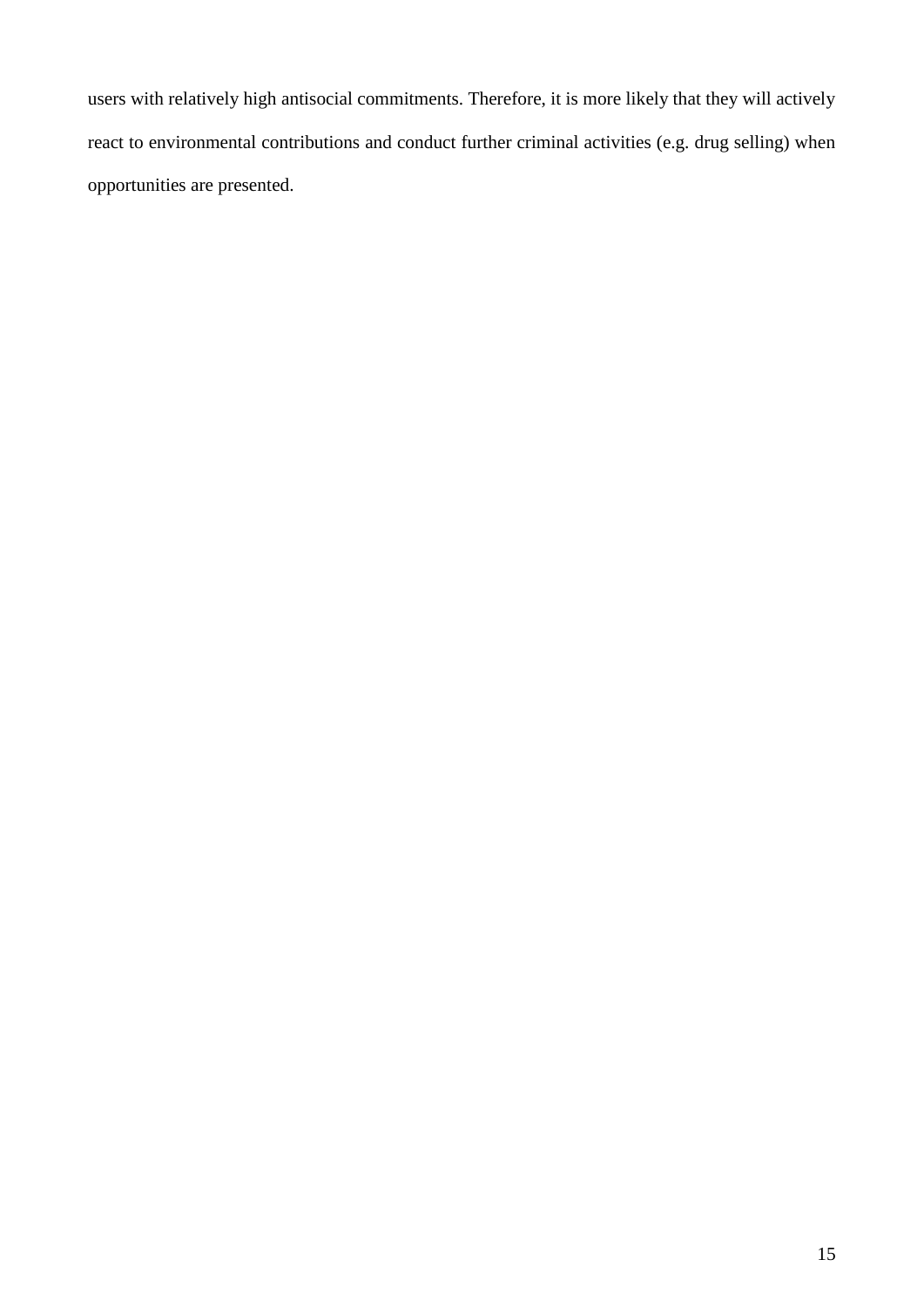users with relatively high antisocial commitments. Therefore, it is more likely that they will actively react to environmental contributions and conduct further criminal activities (e.g. drug selling) when opportunities are presented.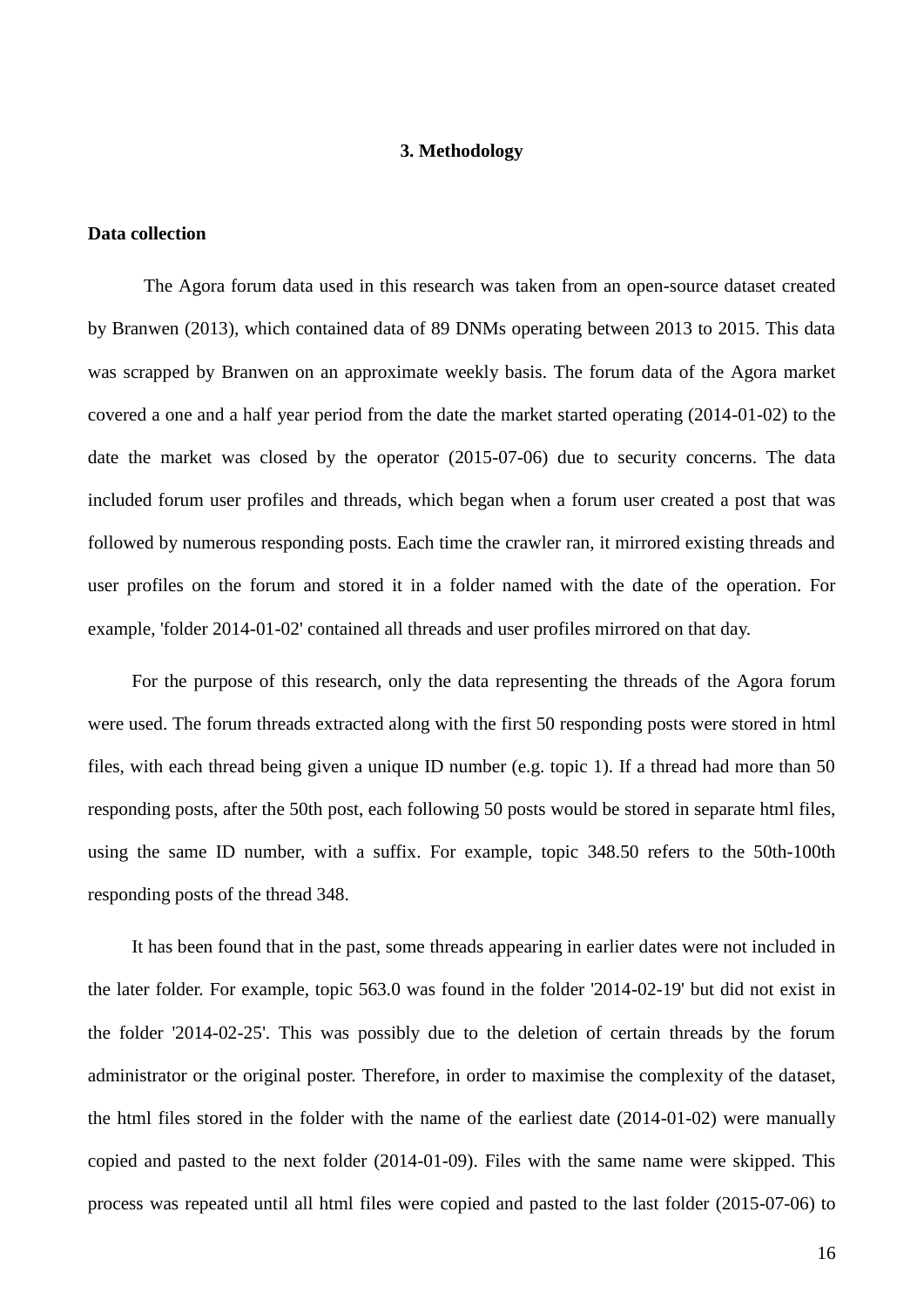## 3. Methodology

**Data collection**

The Agora forum data used in this research was taken from an open-source dataset created by Branwen (2013), which contained data of 89 DNMs operating between 2013 to 2015. This data was scrapped by Branwen on an approximate weekly basis. The forum data of the Agora market covered a one and a half year period from the date the market started operating (2014-01-02) to the date the market was closed by the operator (2015-07-06) due to security concerns. The data included forum user profiles and threads, which began when a forum user created a post that was followed by numerous responding posts. Each time the crawler ran, it mirrored existing threads and user profiles on the forum and stored it in a folder named with the date of the operation. For example, 'folder 2014-01-02' contained all threads and user profiles mirrored on that day.

For the purpose of this research, only the data representing the threads of the Agora forum were used. The forum threads extracted along with the first 50 responding posts were stored in html files, with each thread being given a unique ID number (e.g. topic 1). If a thread had more than 50 responding posts, after the 50th post, each following 50 posts would be stored in separate html files, using the same ID number, with a suffix. For example, topic 348.50 refers to the 50th-100th responding posts of the thread 348.

It has been found that in the past, some threads appearing in earlier dates were not included in the later folder. For example, topic 563.0 was found in the folder '2014-02-19' but did not exist in the folder '2014-02-25'. This was possibly due to the deletion of certain threads by the forum administrator or the original poster. Therefore, in order to maximise the complexity of the dataset, the html files stored in the folder with the name of the earliest date (2014-01-02) were manually copied and pasted to the next folder (2014-01-09). Files with the same name were skipped. This process was repeated until all html files were copied and pasted to the last folder (2015-07-06) to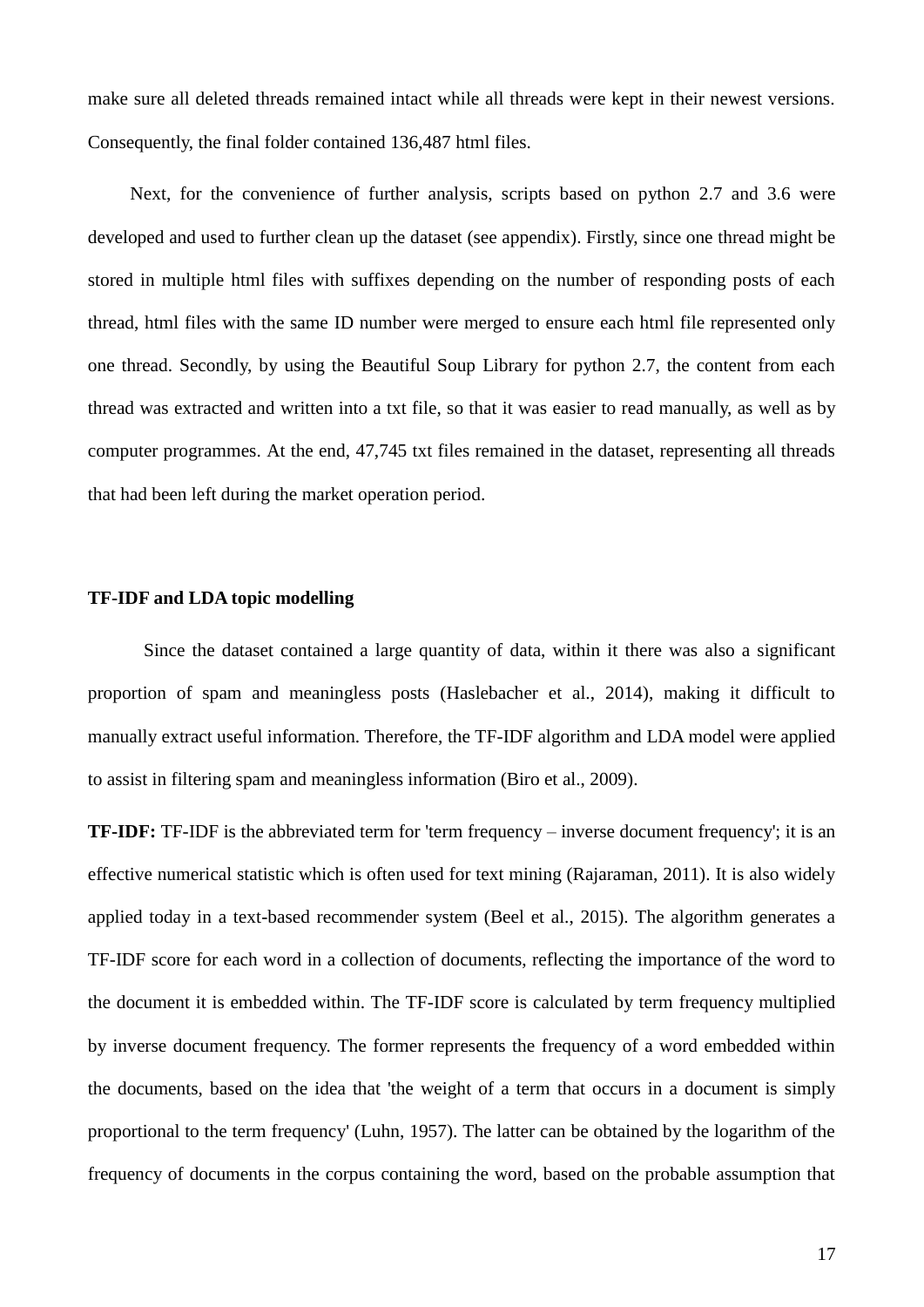make sure all deleted threads remained intact while all threads were kept in their newest versions. Consequently, the final folder contained 136,487 html files.

Next, for the convenience of further analysis, scripts based on python 2.7 and 3.6 were developed and used to further clean up the dataset (see appendix). Firstly, since one thread might be stored in multiple html files with suffixes depending on the number of responding posts of each thread, html files with the same ID number were merged to ensure each html file represented only one thread. Secondly, by using the Beautiful Soup Library for python 2.7, the content from each thread was extracted and written into a txt file, so that it was easier to read manually, as well as by computer programmes. At the end, 47,745 txt files remained in the dataset, representing all threads that had been left during the market operation period.

### TF-IDF and LDA topic modelling

Since the dataset contained a large quantity of data, within it there was also a significant proportion of spam and meaningless posts (Haslebacher et al., 2014), making it difficult to manually extract useful information. Therefore, the TF-IDF algorithm and LDA model were applied to assist in filtering spam and meaningless information (Biro et al., 2009).

**TF-IDF:** TF-IDF is the abbreviated term for 'term frequency – inverse document frequency'; it is an effective numerical statistic which is often used for text mining (Rajaraman, 2011). It is also widely applied today in a text-based recommender system (Beel et al., 2015). The algorithm generates a TF-IDF score for each word in a collection of documents, reflecting the importance of the word to the document it is embedded within. The TF-IDF score is calculated by term frequency multiplied by inverse document frequency. The former represents the frequency of a word embedded within the documents, based on the idea that 'the weight of a term that occurs in a document is simply proportional to the term frequency' (Luhn, 1957). The latter can be obtained by the logarithm of the frequency of documents in the corpus containing the word, based on the probable assumption that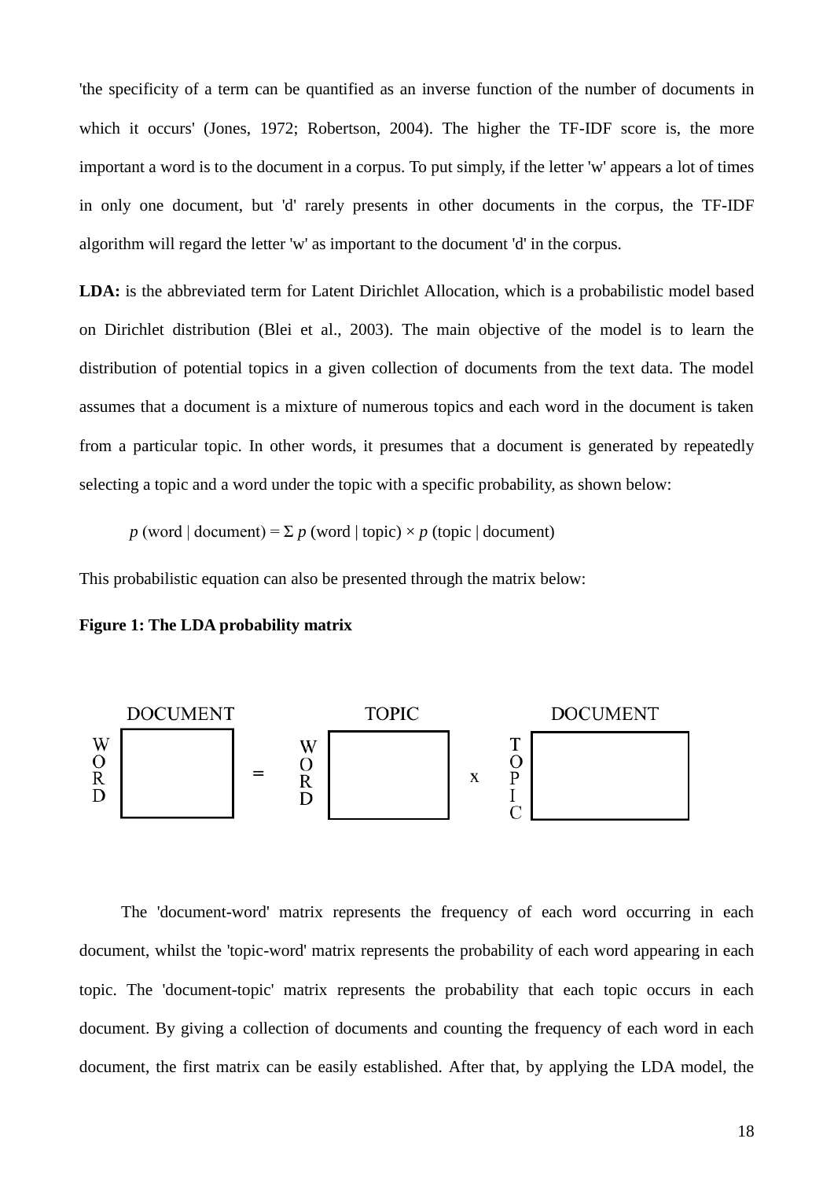'the specificity of a term can be quantified as an inverse function of the number of documents in which it occurs' (Jones, 1972; Robertson, 2004). The higher the TF-IDF score is, the more important a word is to the document in a corpus. To put simply, if the letter 'w' appears a lot of times in only one document, but 'd' rarely presents in other documents in the corpus, the TF-IDF algorithm will regard the letter 'w' as important to the document 'd' in the corpus.

**LDA:** is the abbreviated term for Latent Dirichlet Allocation, which is a probabilistic model based on Dirichlet distribution (Blei et al., 2003). The main objective of the model is to learn the distribution of potential topics in a given collection of documents from the text data. The model assumes that a document is a mixture of numerous topics and each word in the document is taken from a particular topic. In other words, it presumes that a document is generated by repeatedly selecting a topic and a word under the topic with a specific probability, as shown below:

$$p\ (\text{word} \mid \text{document}) = \Sigma\ p\ (\text{word} \mid \text{topic}) \times p\ (\text{topic} \mid \text{document})$$

This probabilistic equation can also be presented through the matrix below:

**Figure 1: The LDA probability matrix**

WORD × DOCUMENT = WORD × TOPIC x TOPIC × DOCUMENT

The 'document-word' matrix represents the frequency of each word occurring in each document, whilst the 'topic-word' matrix represents the probability of each word appearing in each topic. The 'document-topic' matrix represents the probability that each topic occurs in each document. By giving a collection of documents and counting the frequency of each word in each document, the first matrix can be easily established. After that, by applying the LDA model, the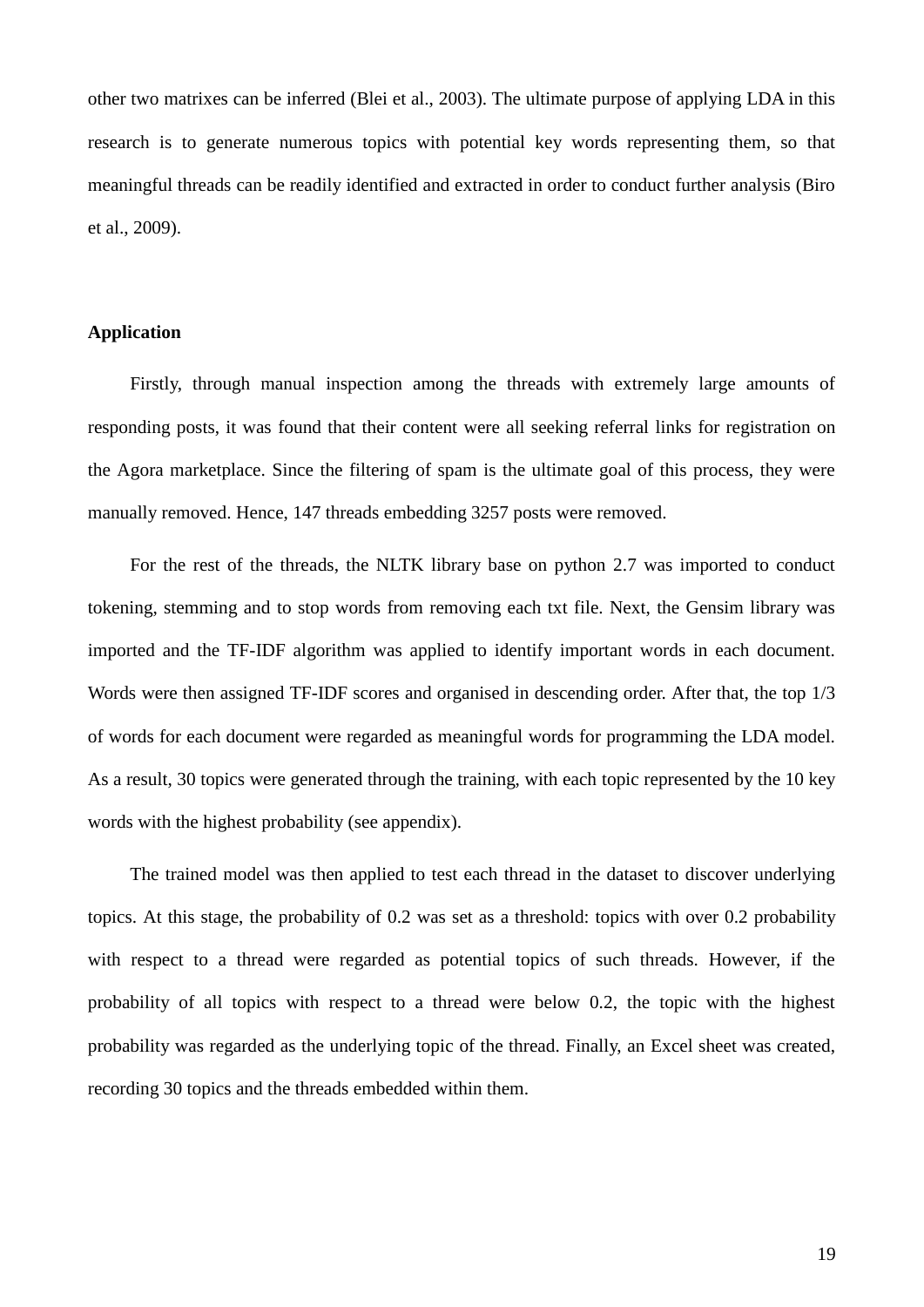other two matrixes can be inferred (Blei et al., 2003). The ultimate purpose of applying LDA in this research is to generate numerous topics with potential key words representing them, so that meaningful threads can be readily identified and extracted in order to conduct further analysis (Biro et al., 2009).

**Application**

Firstly, through manual inspection among the threads with extremely large amounts of responding posts, it was found that their content were all seeking referral links for registration on the Agora marketplace. Since the filtering of spam is the ultimate goal of this process, they were manually removed. Hence, 147 threads embedding 3257 posts were removed.

For the rest of the threads, the NLTK library base on python 2.7 was imported to conduct tokening, stemming and to stop words from removing each txt file. Next, the Gensim library was imported and the TF-IDF algorithm was applied to identify important words in each document. Words were then assigned TF-IDF scores and organised in descending order. After that, the top 1/3 of words for each document were regarded as meaningful words for programming the LDA model. As a result, 30 topics were generated through the training, with each topic represented by the 10 key words with the highest probability (see appendix).

The trained model was then applied to test each thread in the dataset to discover underlying topics. At this stage, the probability of 0.2 was set as a threshold: topics with over 0.2 probability with respect to a thread were regarded as potential topics of such threads. However, if the probability of all topics with respect to a thread were below 0.2, the topic with the highest probability was regarded as the underlying topic of the thread. Finally, an Excel sheet was created, recording 30 topics and the threads embedded within them.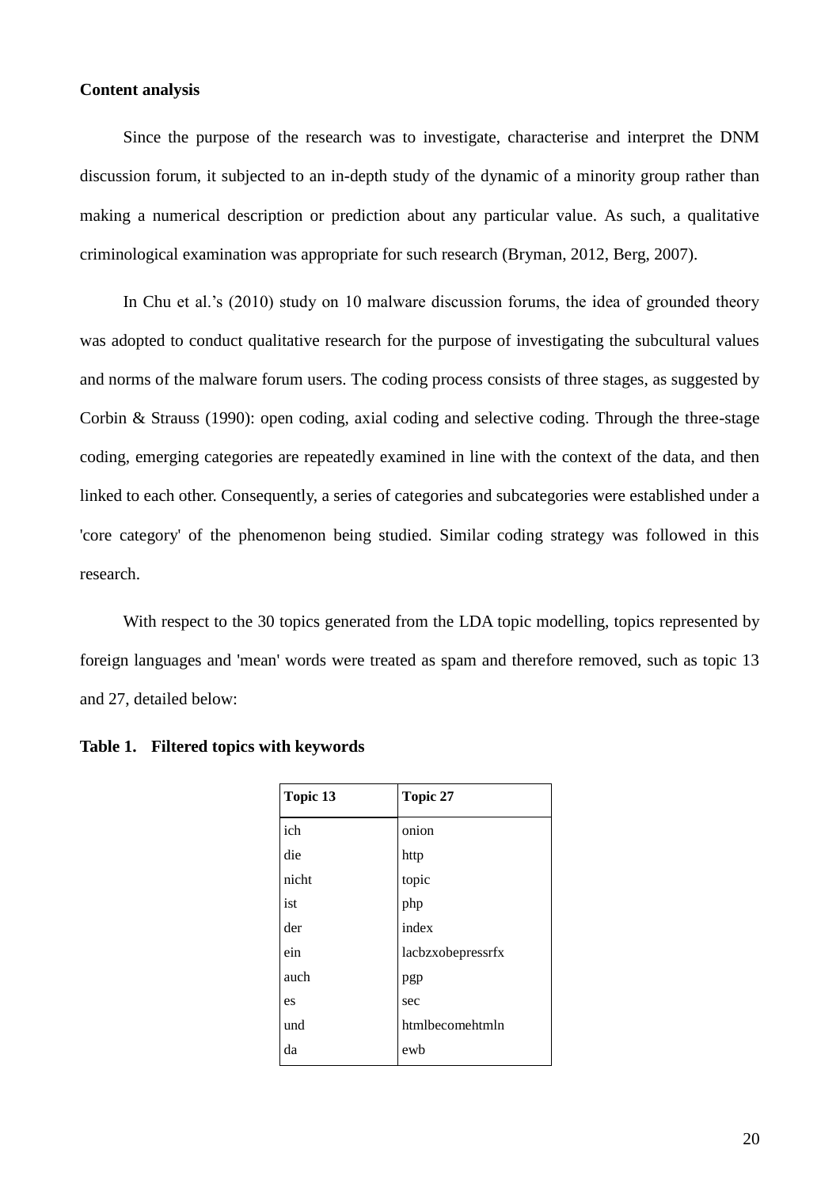**Content analysis**

Since the purpose of the research was to investigate, characterise and interpret the DNM discussion forum, it subjected to an in-depth study of the dynamic of a minority group rather than making a numerical description or prediction about any particular value. As such, a qualitative criminological examination was appropriate for such research (Bryman, 2012, Berg, 2007).

In Chu et al.'s (2010) study on 10 malware discussion forums, the idea of grounded theory was adopted to conduct qualitative research for the purpose of investigating the subcultural values and norms of the malware forum users. The coding process consists of three stages, as suggested by Corbin & Strauss (1990): open coding, axial coding and selective coding. Through the three-stage coding, emerging categories are repeatedly examined in line with the context of the data, and then linked to each other. Consequently, a series of categories and subcategories were established under a 'core category' of the phenomenon being studied. Similar coding strategy was followed in this research.

With respect to the 30 topics generated from the LDA topic modelling, topics represented by foreign languages and 'mean' words were treated as spam and therefore removed, such as topic 13 and 27, detailed below:

**Table 1. Filtered topics with keywords**

| Topic 13 | Topic 27 |
|---|---|
| ich | onion |
| die | http |
| nicht | topic |
| ist | php |
| der | index |
| ein | lacbzxobepressrfx |
| auch | pgp |
| es | sec |
| und | htmlbecomehtmln |
| da | ewb |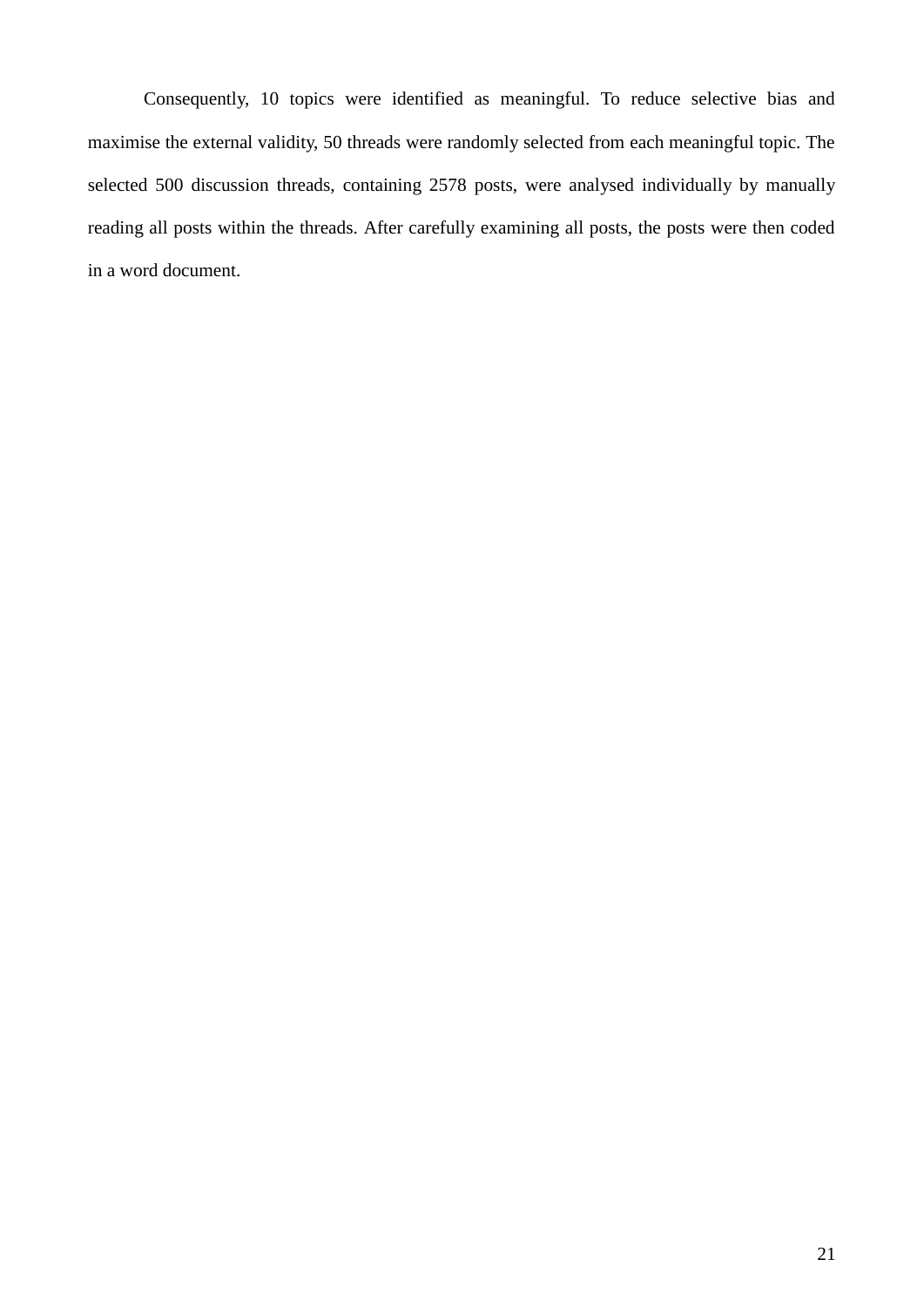Consequently, 10 topics were identified as meaningful. To reduce selective bias and maximise the external validity, 50 threads were randomly selected from each meaningful topic. The selected 500 discussion threads, containing 2578 posts, were analysed individually by manually reading all posts within the threads. After carefully examining all posts, the posts were then coded in a word document.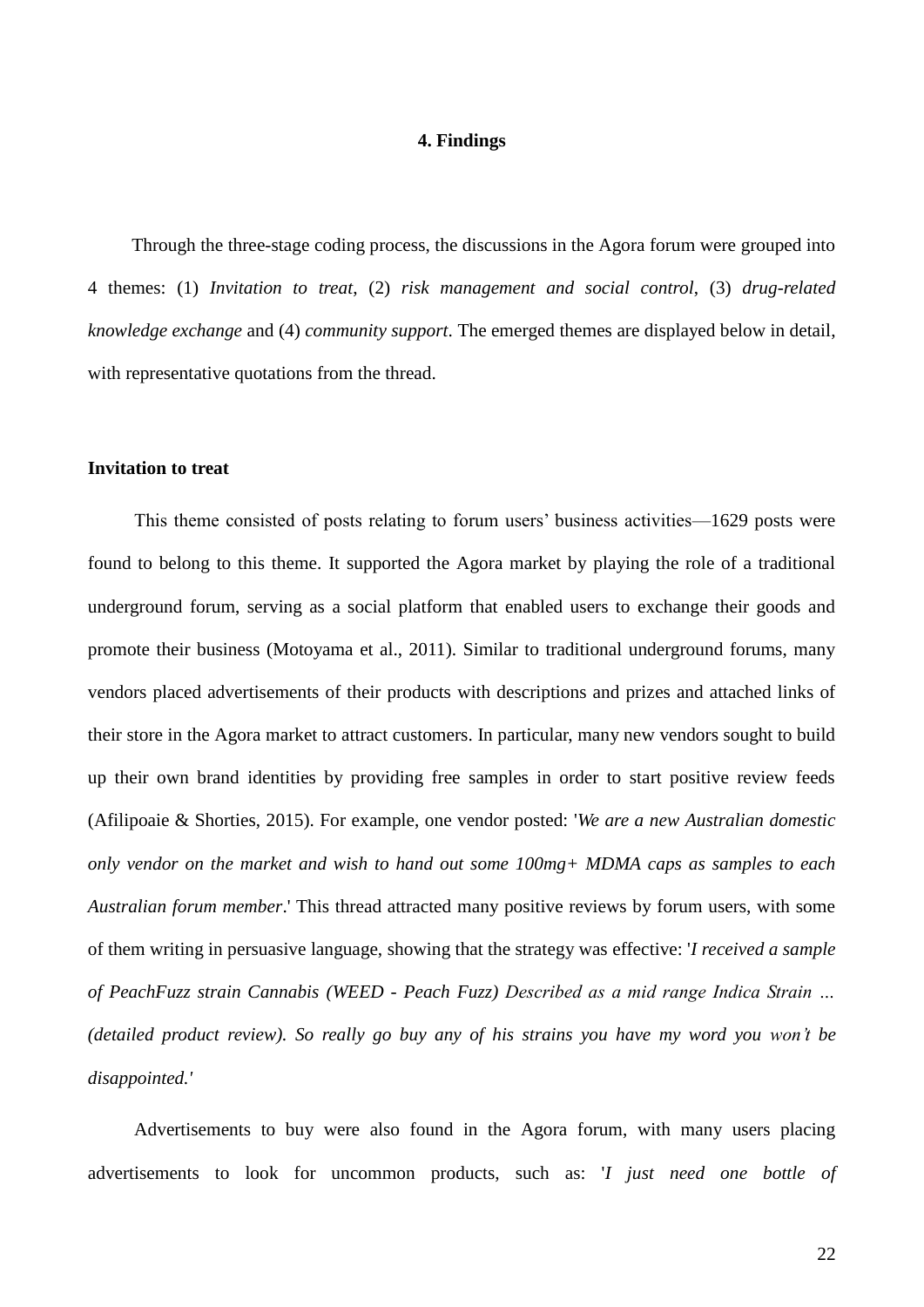# 4. Findings

Through the three-stage coding process, the discussions in the Agora forum were grouped into 4 themes: (1) *Invitation to treat*, (2) *risk management and social control*, (3) *drug-related knowledge exchange* and (4) *community support*. The emerged themes are displayed below in detail, with representative quotations from the thread.

**Invitation to treat**

This theme consisted of posts relating to forum users' business activities—1629 posts were found to belong to this theme. It supported the Agora market by playing the role of a traditional underground forum, serving as a social platform that enabled users to exchange their goods and promote their business (Motoyama et al., 2011). Similar to traditional underground forums, many vendors placed advertisements of their products with descriptions and prizes and attached links of their store in the Agora market to attract customers. In particular, many new vendors sought to build up their own brand identities by providing free samples in order to start positive review feeds (Afilipoaie & Shorties, 2015). For example, one vendor posted: '*We are a new Australian domestic only vendor on the market and wish to hand out some 100mg+ MDMA caps as samples to each Australian forum member*.' This thread attracted many positive reviews by forum users, with some of them writing in persuasive language, showing that the strategy was effective: '*I received a sample of PeachFuzz strain Cannabis (WEED - Peach Fuzz) Described as a mid range Indica Strain … (detailed product review). So really go buy any of his strains you have my word you won't be disappointed.*'

Advertisements to buy were also found in the Agora forum, with many users placing advertisements to look for uncommon products, such as: '*I just need one bottle of*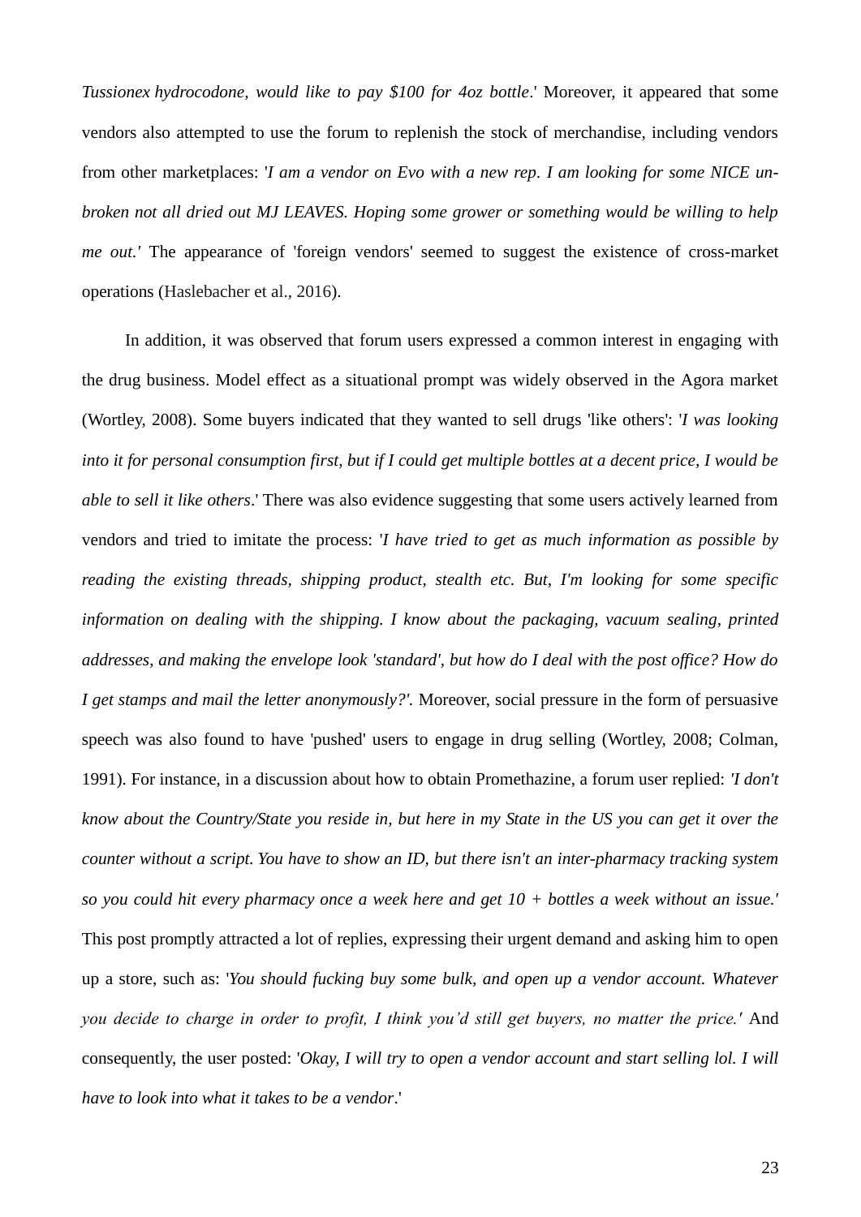*Tussionex hydrocodone, would like to pay $100 for 4oz bottle*.' Moreover, it appeared that some vendors also attempted to use the forum to replenish the stock of merchandise, including vendors from other marketplaces: '*I am a vendor on Evo with a new rep. I am looking for some NICE un-broken not all dried out MJ LEAVES. Hoping some grower or something would be willing to help me out.'* The appearance of 'foreign vendors' seemed to suggest the existence of cross-market operations (Haslebacher et al., 2016).

In addition, it was observed that forum users expressed a common interest in engaging with the drug business. Model effect as a situational prompt was widely observed in the Agora market (Wortley, 2008). Some buyers indicated that they wanted to sell drugs 'like others': '*I was looking into it for personal consumption first, but if I could get multiple bottles at a decent price, I would be able to sell it like others*.' There was also evidence suggesting that some users actively learned from vendors and tried to imitate the process: '*I have tried to get as much information as possible by reading the existing threads, shipping product, stealth etc. But, I'm looking for some specific information on dealing with the shipping. I know about the packaging, vacuum sealing, printed addresses, and making the envelope look 'standard', but how do I deal with the post office? How do I get stamps and mail the letter anonymously?'*. Moreover, social pressure in the form of persuasive speech was also found to have 'pushed' users to engage in drug selling (Wortley, 2008; Colman, 1991). For instance, in a discussion about how to obtain Promethazine, a forum user replied: *'I don't know about the Country/State you reside in, but here in my State in the US you can get it over the counter without a script. You have to show an ID, but there isn't an inter-pharmacy tracking system so you could hit every pharmacy once a week here and get 10 + bottles a week without an issue.'* This post promptly attracted a lot of replies, expressing their urgent demand and asking him to open up a store, such as: '*You should fucking buy some bulk, and open up a vendor account. Whatever you decide to charge in order to profit, I think you'd still get buyers, no matter the price.'* And consequently, the user posted: '*Okay, I will try to open a vendor account and start selling lol. I will have to look into what it takes to be a vendor*.'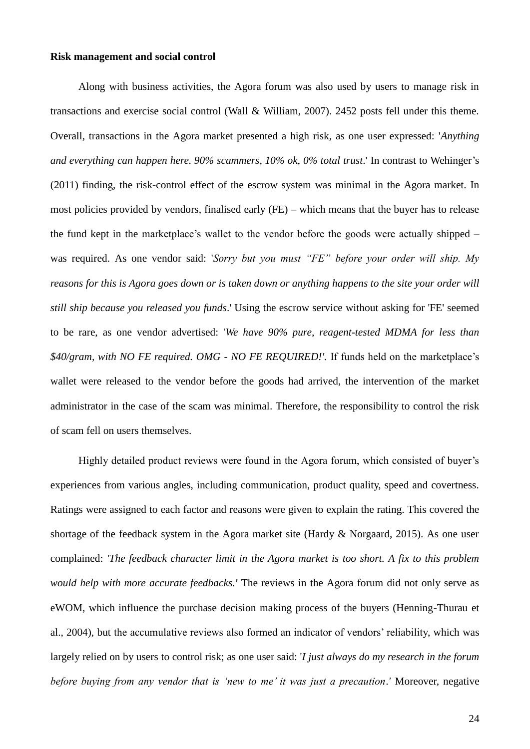**Risk management and social control**

Along with business activities, the Agora forum was also used by users to manage risk in transactions and exercise social control (Wall & William, 2007). 2452 posts fell under this theme. Overall, transactions in the Agora market presented a high risk, as one user expressed: '*Anything and everything can happen here. 90% scammers, 10% ok, 0% total trust*.' In contrast to Wehinger's (2011) finding, the risk-control effect of the escrow system was minimal in the Agora market. In most policies provided by vendors, finalised early (FE) – which means that the buyer has to release the fund kept in the marketplace's wallet to the vendor before the goods were actually shipped – was required. As one vendor said: '*Sorry but you must "FE" before your order will ship. My reasons for this is Agora goes down or is taken down or anything happens to the site your order will still ship because you released you funds*.' Using the escrow service without asking for 'FE' seemed to be rare, as one vendor advertised: '*We have 90% pure, reagent-tested MDMA for less than $40/gram, with NO FE required. OMG - NO FE REQUIRED!'*. If funds held on the marketplace's wallet were released to the vendor before the goods had arrived, the intervention of the market administrator in the case of the scam was minimal. Therefore, the responsibility to control the risk of scam fell on users themselves.

Highly detailed product reviews were found in the Agora forum, which consisted of buyer's experiences from various angles, including communication, product quality, speed and covertness. Ratings were assigned to each factor and reasons were given to explain the rating. This covered the shortage of the feedback system in the Agora market site (Hardy & Norgaard, 2015). As one user complained: *'The feedback character limit in the Agora market is too short. A fix to this problem would help with more accurate feedbacks.'* The reviews in the Agora forum did not only serve as eWOM, which influence the purchase decision making process of the buyers (Henning-Thurau et al., 2004), but the accumulative reviews also formed an indicator of vendors' reliability, which was largely relied on by users to control risk; as one user said: '*I just always do my research in the forum before buying from any vendor that is 'new to me' it was just a precaution*.' Moreover, negative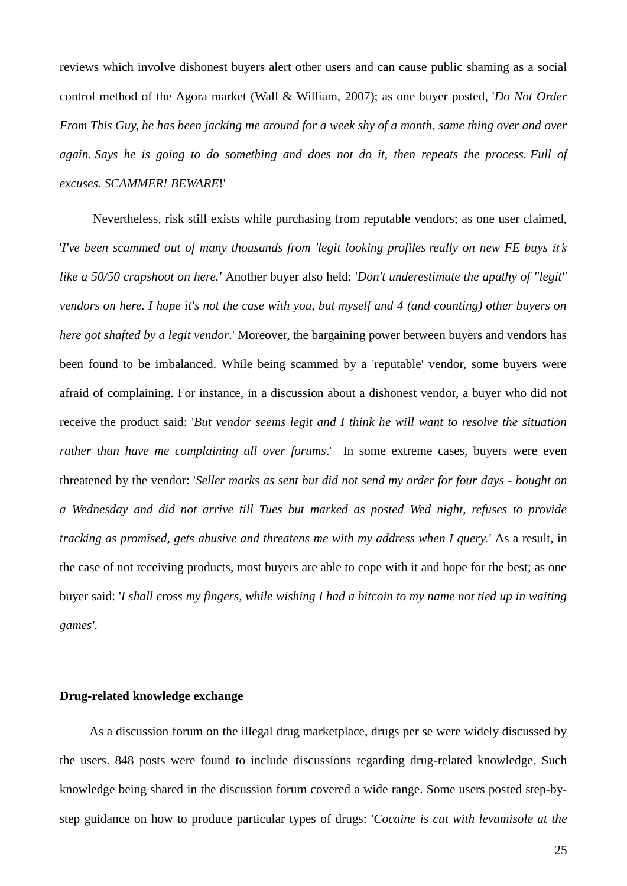reviews which involve dishonest buyers alert other users and can cause public shaming as a social control method of the Agora market (Wall & William, 2007); as one buyer posted, '*Do Not Order From This Guy, he has been jacking me around for a week shy of a month, same thing over and over again. Says he is going to do something and does not do it, then repeats the process. Full of excuses. SCAMMER! BEWARE*!'

Nevertheless, risk still exists while purchasing from reputable vendors; as one user claimed, '*I've been scammed out of many thousands from 'legit looking profiles really on new FE buys it's like a 50/50 crapshoot on here.'* Another buyer also held: '*Don't underestimate the apathy of "legit" vendors on here. I hope it's not the case with you, but myself and 4 (and counting) other buyers on here got shafted by a legit vendor*.' Moreover, the bargaining power between buyers and vendors has been found to be imbalanced. While being scammed by a 'reputable' vendor, some buyers were afraid of complaining. For instance, in a discussion about a dishonest vendor, a buyer who did not receive the product said: '*But vendor seems legit and I think he will want to resolve the situation rather than have me complaining all over forums*.' In some extreme cases, buyers were even threatened by the vendor: '*Seller marks as sent but did not send my order for four days - bought on a Wednesday and did not arrive till Tues but marked as posted Wed night, refuses to provide tracking as promised, gets abusive and threatens me with my address when I query.'* As a result, in the case of not receiving products, most buyers are able to cope with it and hope for the best; as one buyer said: '*I shall cross my fingers, while wishing I had a bitcoin to my name not tied up in waiting games'*.

**Drug-related knowledge exchange**

As a discussion forum on the illegal drug marketplace, drugs per se were widely discussed by the users. 848 posts were found to include discussions regarding drug-related knowledge. Such knowledge being shared in the discussion forum covered a wide range. Some users posted step-by-step guidance on how to produce particular types of drugs: '*Cocaine is cut with levamisole at the*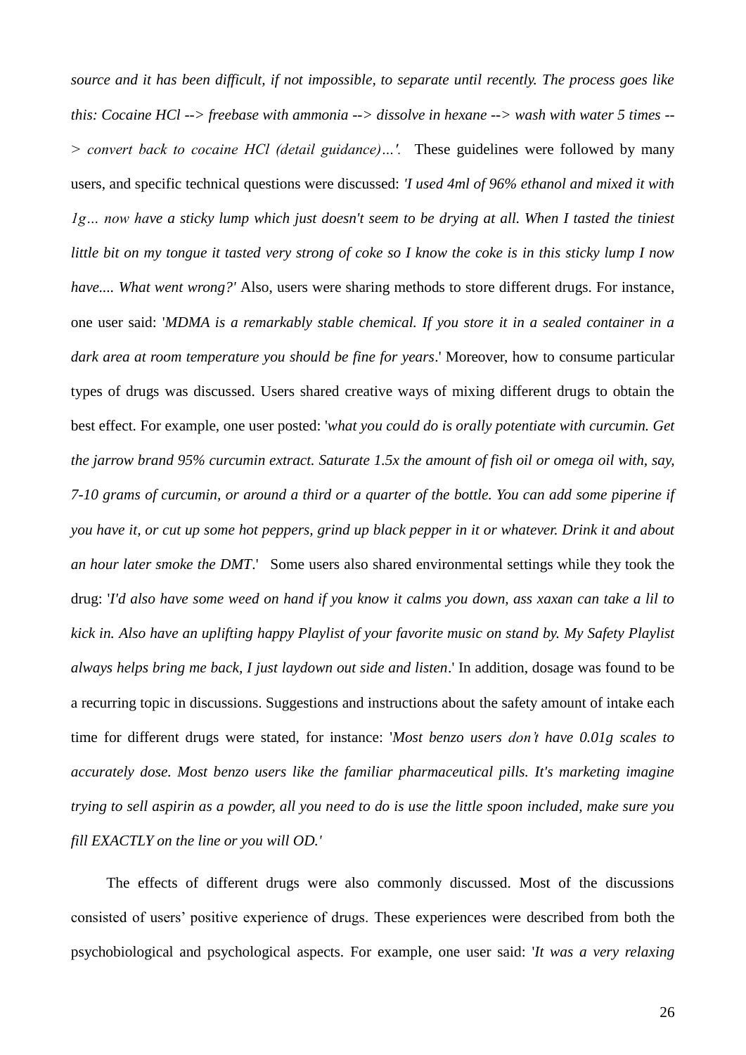*source and it has been difficult, if not impossible, to separate until recently. The process goes like this: Cocaine HCl --> freebase with ammonia --> dissolve in hexane --> wash with water 5 times --> convert back to cocaine HCl (detail guidance)…'.* These guidelines were followed by many users, and specific technical questions were discussed: *'I used 4ml of 96% ethanol and mixed it with 1g… now have a sticky lump which just doesn't seem to be drying at all. When I tasted the tiniest little bit on my tongue it tasted very strong of coke so I know the coke is in this sticky lump I now have.... What went wrong?'* Also, users were sharing methods to store different drugs. For instance, one user said: '*MDMA is a remarkably stable chemical. If you store it in a sealed container in a dark area at room temperature you should be fine for years*.' Moreover, how to consume particular types of drugs was discussed. Users shared creative ways of mixing different drugs to obtain the best effect. For example, one user posted: '*what you could do is orally potentiate with curcumin. Get the jarrow brand 95% curcumin extract. Saturate 1.5x the amount of fish oil or omega oil with, say, 7-10 grams of curcumin, or around a third or a quarter of the bottle. You can add some piperine if you have it, or cut up some hot peppers, grind up black pepper in it or whatever. Drink it and about an hour later smoke the DMT*.' Some users also shared environmental settings while they took the drug: '*I'd also have some weed on hand if you know it calms you down, ass xaxan can take a lil to kick in. Also have an uplifting happy Playlist of your favorite music on stand by. My Safety Playlist always helps bring me back, I just laydown out side and listen*.' In addition, dosage was found to be a recurring topic in discussions. Suggestions and instructions about the safety amount of intake each time for different drugs were stated, for instance: '*Most benzo users don't have 0.01g scales to accurately dose. Most benzo users like the familiar pharmaceutical pills. It's marketing imagine trying to sell aspirin as a powder, all you need to do is use the little spoon included, make sure you fill EXACTLY on the line or you will OD.'*

The effects of different drugs were also commonly discussed. Most of the discussions consisted of users' positive experience of drugs. These experiences were described from both the psychobiological and psychological aspects. For example, one user said: '*It was a very relaxing*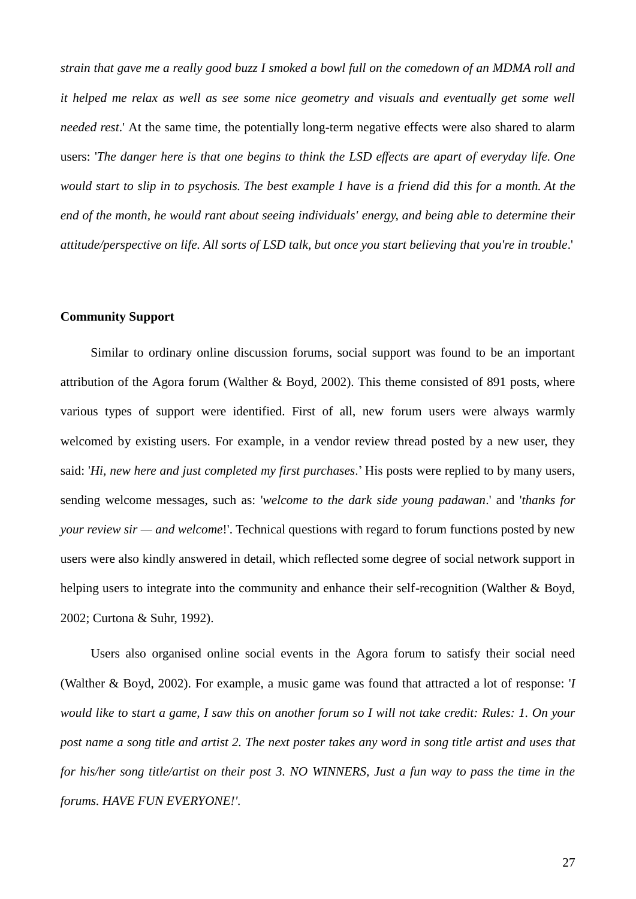*strain that gave me a really good buzz I smoked a bowl full on the comedown of an MDMA roll and it helped me relax as well as see some nice geometry and visuals and eventually get some well needed rest*.' At the same time, the potentially long-term negative effects were also shared to alarm users: '*The danger here is that one begins to think the LSD effects are apart of everyday life. One would start to slip in to psychosis. The best example I have is a friend did this for a month. At the end of the month, he would rant about seeing individuals' energy, and being able to determine their attitude/perspective on life. All sorts of LSD talk, but once you start believing that you're in trouble*.'

**Community Support**

Similar to ordinary online discussion forums, social support was found to be an important attribution of the Agora forum (Walther & Boyd, 2002). This theme consisted of 891 posts, where various types of support were identified. First of all, new forum users were always warmly welcomed by existing users. For example, in a vendor review thread posted by a new user, they said: '*Hi, new here and just completed my first purchases*.' His posts were replied to by many users, sending welcome messages, such as: '*welcome to the dark side young padawan*.' and '*thanks for your review sir — and welcome*!'. Technical questions with regard to forum functions posted by new users were also kindly answered in detail, which reflected some degree of social network support in helping users to integrate into the community and enhance their self-recognition (Walther & Boyd, 2002; Curtona & Suhr, 1992).

Users also organised online social events in the Agora forum to satisfy their social need (Walther & Boyd, 2002). For example, a music game was found that attracted a lot of response: '*I would like to start a game, I saw this on another forum so I will not take credit: Rules: 1. On your post name a song title and artist 2. The next poster takes any word in song title artist and uses that for his/her song title/artist on their post 3. NO WINNERS, Just a fun way to pass the time in the forums. HAVE FUN EVERYONE!'*.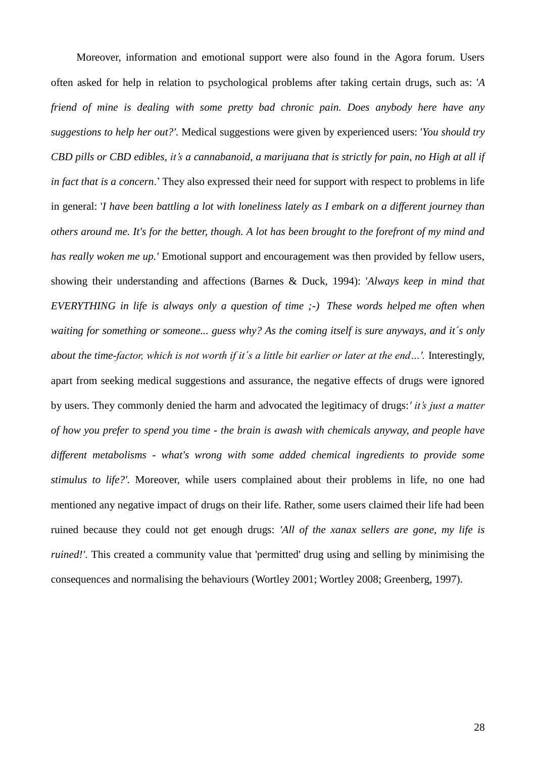Moreover, information and emotional support were also found in the Agora forum. Users often asked for help in relation to psychological problems after taking certain drugs, such as: '*A friend of mine is dealing with some pretty bad chronic pain. Does anybody here have any suggestions to help her out?'*. Medical suggestions were given by experienced users: '*You should try CBD pills or CBD edibles, it's a cannabanoid, a marijuana that is strictly for pain, no High at all if in fact that is a concern*.' They also expressed their need for support with respect to problems in life in general: '*I have been battling a lot with loneliness lately as I embark on a different journey than others around me. It's for the better, though. A lot has been brought to the forefront of my mind and has really woken me up.'* Emotional support and encouragement was then provided by fellow users, showing their understanding and affections (Barnes & Duck, 1994): '*Always keep in mind that EVERYTHING in life is always only a question of time ;-) These words helped me often when waiting for something or someone... guess why? As the coming itself is sure anyways, and it´s only about the time-factor, which is not worth if it´s a little bit earlier or later at the end…'.* Interestingly, apart from seeking medical suggestions and assurance, the negative effects of drugs were ignored by users. They commonly denied the harm and advocated the legitimacy of drugs:*' it's just a matter of how you prefer to spend you time - the brain is awash with chemicals anyway, and people have different metabolisms - what's wrong with some added chemical ingredients to provide some stimulus to life?'*. Moreover, while users complained about their problems in life, no one had mentioned any negative impact of drugs on their life. Rather, some users claimed their life had been ruined because they could not get enough drugs: *'All of the xanax sellers are gone, my life is ruined!'*. This created a community value that 'permitted' drug using and selling by minimising the consequences and normalising the behaviours (Wortley 2001; Wortley 2008; Greenberg, 1997).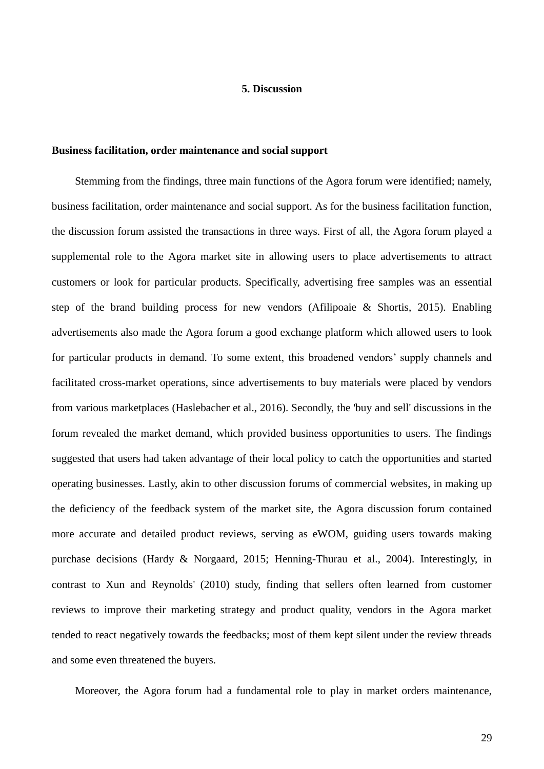# 5. Discussion

## Business facilitation, order maintenance and social support

Stemming from the findings, three main functions of the Agora forum were identified; namely, business facilitation, order maintenance and social support. As for the business facilitation function, the discussion forum assisted the transactions in three ways. First of all, the Agora forum played a supplemental role to the Agora market site in allowing users to place advertisements to attract customers or look for particular products. Specifically, advertising free samples was an essential step of the brand building process for new vendors (Afilipoaie & Shortis, 2015). Enabling advertisements also made the Agora forum a good exchange platform which allowed users to look for particular products in demand. To some extent, this broadened vendors' supply channels and facilitated cross-market operations, since advertisements to buy materials were placed by vendors from various marketplaces (Haslebacher et al., 2016). Secondly, the 'buy and sell' discussions in the forum revealed the market demand, which provided business opportunities to users. The findings suggested that users had taken advantage of their local policy to catch the opportunities and started operating businesses. Lastly, akin to other discussion forums of commercial websites, in making up the deficiency of the feedback system of the market site, the Agora discussion forum contained more accurate and detailed product reviews, serving as eWOM, guiding users towards making purchase decisions (Hardy & Norgaard, 2015; Henning-Thurau et al., 2004). Interestingly, in contrast to Xun and Reynolds' (2010) study, finding that sellers often learned from customer reviews to improve their marketing strategy and product quality, vendors in the Agora market tended to react negatively towards the feedbacks; most of them kept silent under the review threads and some even threatened the buyers.

Moreover, the Agora forum had a fundamental role to play in market orders maintenance,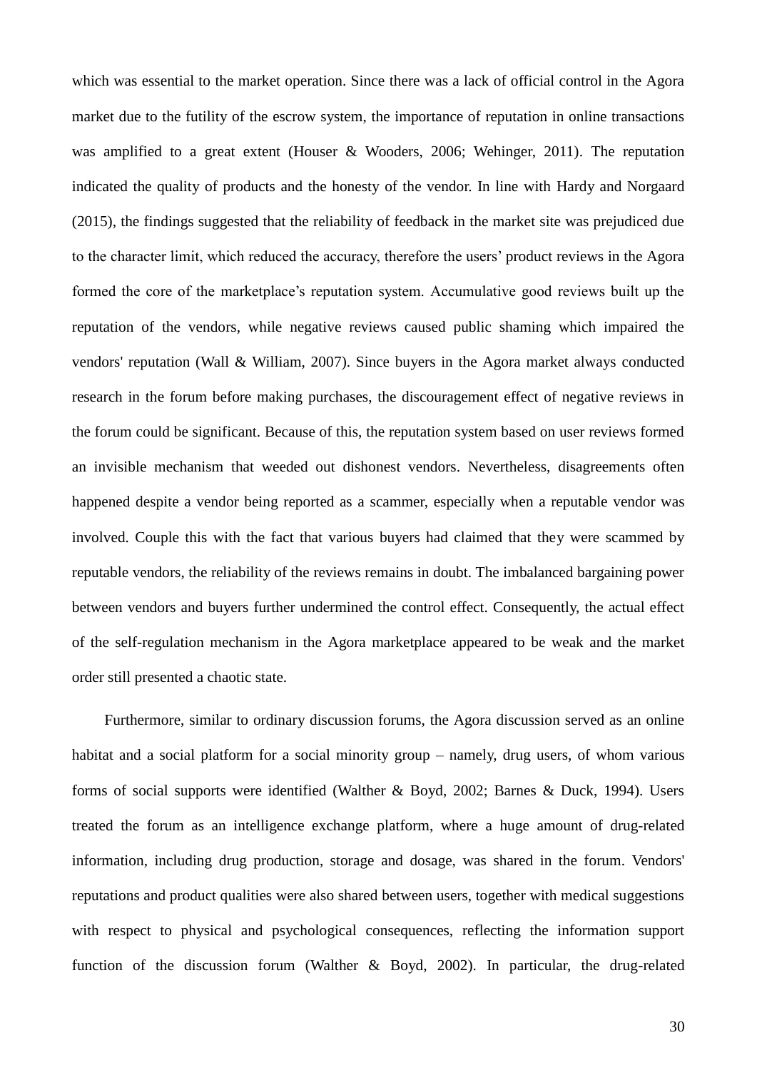which was essential to the market operation. Since there was a lack of official control in the Agora market due to the futility of the escrow system, the importance of reputation in online transactions was amplified to a great extent (Houser & Wooders, 2006; Wehinger, 2011). The reputation indicated the quality of products and the honesty of the vendor. In line with Hardy and Norgaard (2015), the findings suggested that the reliability of feedback in the market site was prejudiced due to the character limit, which reduced the accuracy, therefore the users' product reviews in the Agora formed the core of the marketplace's reputation system. Accumulative good reviews built up the reputation of the vendors, while negative reviews caused public shaming which impaired the vendors' reputation (Wall & William, 2007). Since buyers in the Agora market always conducted research in the forum before making purchases, the discouragement effect of negative reviews in the forum could be significant. Because of this, the reputation system based on user reviews formed an invisible mechanism that weeded out dishonest vendors. Nevertheless, disagreements often happened despite a vendor being reported as a scammer, especially when a reputable vendor was involved. Couple this with the fact that various buyers had claimed that they were scammed by reputable vendors, the reliability of the reviews remains in doubt. The imbalanced bargaining power between vendors and buyers further undermined the control effect. Consequently, the actual effect of the self-regulation mechanism in the Agora marketplace appeared to be weak and the market order still presented a chaotic state.

Furthermore, similar to ordinary discussion forums, the Agora discussion served as an online habitat and a social platform for a social minority group – namely, drug users, of whom various forms of social supports were identified (Walther & Boyd, 2002; Barnes & Duck, 1994). Users treated the forum as an intelligence exchange platform, where a huge amount of drug-related information, including drug production, storage and dosage, was shared in the forum. Vendors' reputations and product qualities were also shared between users, together with medical suggestions with respect to physical and psychological consequences, reflecting the information support function of the discussion forum (Walther & Boyd, 2002). In particular, the drug-related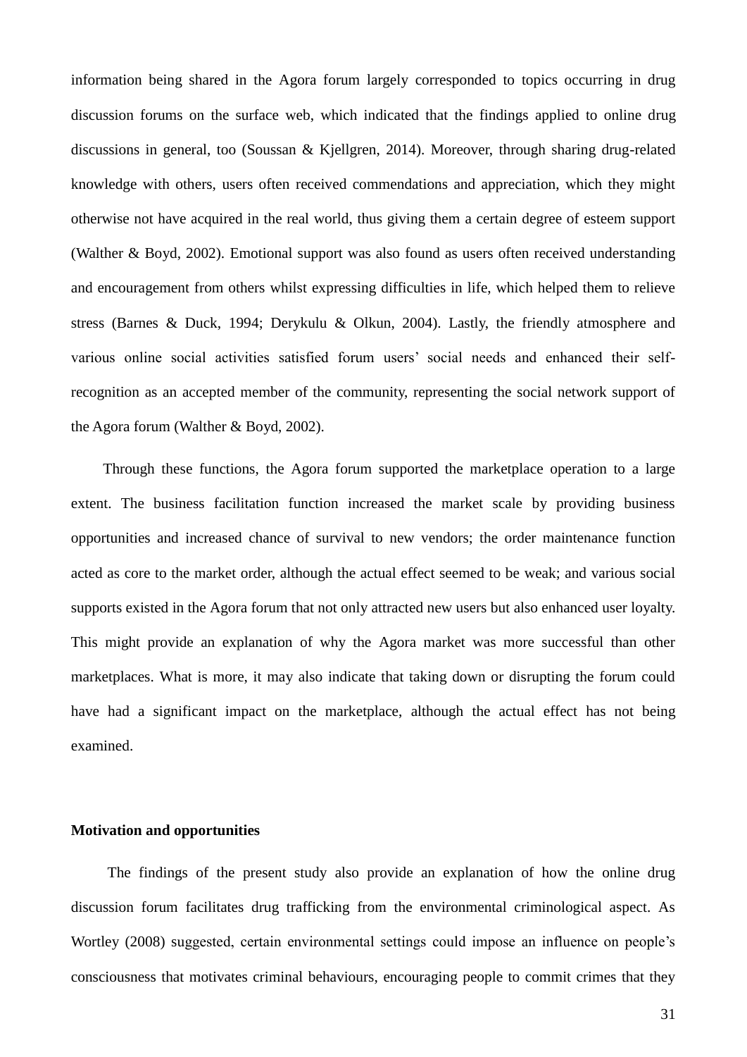information being shared in the Agora forum largely corresponded to topics occurring in drug discussion forums on the surface web, which indicated that the findings applied to online drug discussions in general, too (Soussan & Kjellgren, 2014). Moreover, through sharing drug-related knowledge with others, users often received commendations and appreciation, which they might otherwise not have acquired in the real world, thus giving them a certain degree of esteem support (Walther & Boyd, 2002). Emotional support was also found as users often received understanding and encouragement from others whilst expressing difficulties in life, which helped them to relieve stress (Barnes & Duck, 1994; Derykulu & Olkun, 2004). Lastly, the friendly atmosphere and various online social activities satisfied forum users' social needs and enhanced their self-recognition as an accepted member of the community, representing the social network support of the Agora forum (Walther & Boyd, 2002).

Through these functions, the Agora forum supported the marketplace operation to a large extent. The business facilitation function increased the market scale by providing business opportunities and increased chance of survival to new vendors; the order maintenance function acted as core to the market order, although the actual effect seemed to be weak; and various social supports existed in the Agora forum that not only attracted new users but also enhanced user loyalty. This might provide an explanation of why the Agora market was more successful than other marketplaces. What is more, it may also indicate that taking down or disrupting the forum could have had a significant impact on the marketplace, although the actual effect has not being examined.

**Motivation and opportunities**

The findings of the present study also provide an explanation of how the online drug discussion forum facilitates drug trafficking from the environmental criminological aspect. As Wortley (2008) suggested, certain environmental settings could impose an influence on people's consciousness that motivates criminal behaviours, encouraging people to commit crimes that they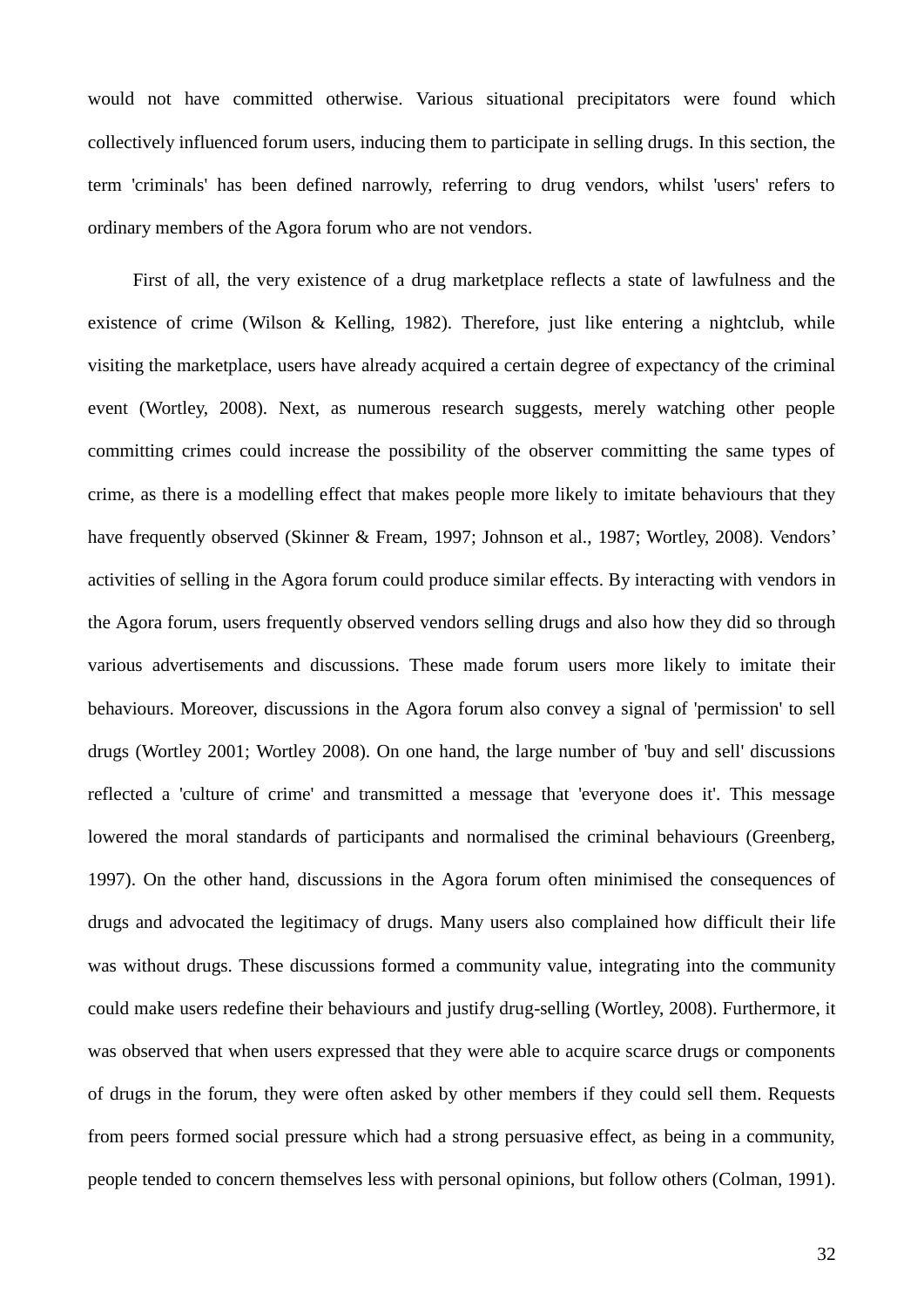would not have committed otherwise. Various situational precipitators were found which collectively influenced forum users, inducing them to participate in selling drugs. In this section, the term 'criminals' has been defined narrowly, referring to drug vendors, whilst 'users' refers to ordinary members of the Agora forum who are not vendors.

First of all, the very existence of a drug marketplace reflects a state of lawfulness and the existence of crime (Wilson & Kelling, 1982). Therefore, just like entering a nightclub, while visiting the marketplace, users have already acquired a certain degree of expectancy of the criminal event (Wortley, 2008). Next, as numerous research suggests, merely watching other people committing crimes could increase the possibility of the observer committing the same types of crime, as there is a modelling effect that makes people more likely to imitate behaviours that they have frequently observed (Skinner & Fream, 1997; Johnson et al., 1987; Wortley, 2008). Vendors' activities of selling in the Agora forum could produce similar effects. By interacting with vendors in the Agora forum, users frequently observed vendors selling drugs and also how they did so through various advertisements and discussions. These made forum users more likely to imitate their behaviours. Moreover, discussions in the Agora forum also convey a signal of 'permission' to sell drugs (Wortley 2001; Wortley 2008). On one hand, the large number of 'buy and sell' discussions reflected a 'culture of crime' and transmitted a message that 'everyone does it'. This message lowered the moral standards of participants and normalised the criminal behaviours (Greenberg, 1997). On the other hand, discussions in the Agora forum often minimised the consequences of drugs and advocated the legitimacy of drugs. Many users also complained how difficult their life was without drugs. These discussions formed a community value, integrating into the community could make users redefine their behaviours and justify drug-selling (Wortley, 2008). Furthermore, it was observed that when users expressed that they were able to acquire scarce drugs or components of drugs in the forum, they were often asked by other members if they could sell them. Requests from peers formed social pressure which had a strong persuasive effect, as being in a community, people tended to concern themselves less with personal opinions, but follow others (Colman, 1991).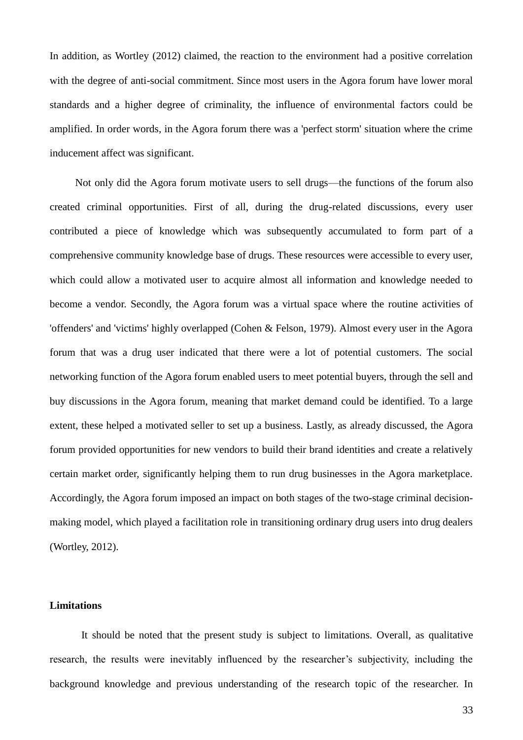In addition, as Wortley (2012) claimed, the reaction to the environment had a positive correlation with the degree of anti-social commitment. Since most users in the Agora forum have lower moral standards and a higher degree of criminality, the influence of environmental factors could be amplified. In order words, in the Agora forum there was a 'perfect storm' situation where the crime inducement affect was significant.

Not only did the Agora forum motivate users to sell drugs—the functions of the forum also created criminal opportunities. First of all, during the drug-related discussions, every user contributed a piece of knowledge which was subsequently accumulated to form part of a comprehensive community knowledge base of drugs. These resources were accessible to every user, which could allow a motivated user to acquire almost all information and knowledge needed to become a vendor. Secondly, the Agora forum was a virtual space where the routine activities of 'offenders' and 'victims' highly overlapped (Cohen & Felson, 1979). Almost every user in the Agora forum that was a drug user indicated that there were a lot of potential customers. The social networking function of the Agora forum enabled users to meet potential buyers, through the sell and buy discussions in the Agora forum, meaning that market demand could be identified. To a large extent, these helped a motivated seller to set up a business. Lastly, as already discussed, the Agora forum provided opportunities for new vendors to build their brand identities and create a relatively certain market order, significantly helping them to run drug businesses in the Agora marketplace. Accordingly, the Agora forum imposed an impact on both stages of the two-stage criminal decision-making model, which played a facilitation role in transitioning ordinary drug users into drug dealers (Wortley, 2012).

**Limitations**

It should be noted that the present study is subject to limitations. Overall, as qualitative research, the results were inevitably influenced by the researcher’s subjectivity, including the background knowledge and previous understanding of the research topic of the researcher. In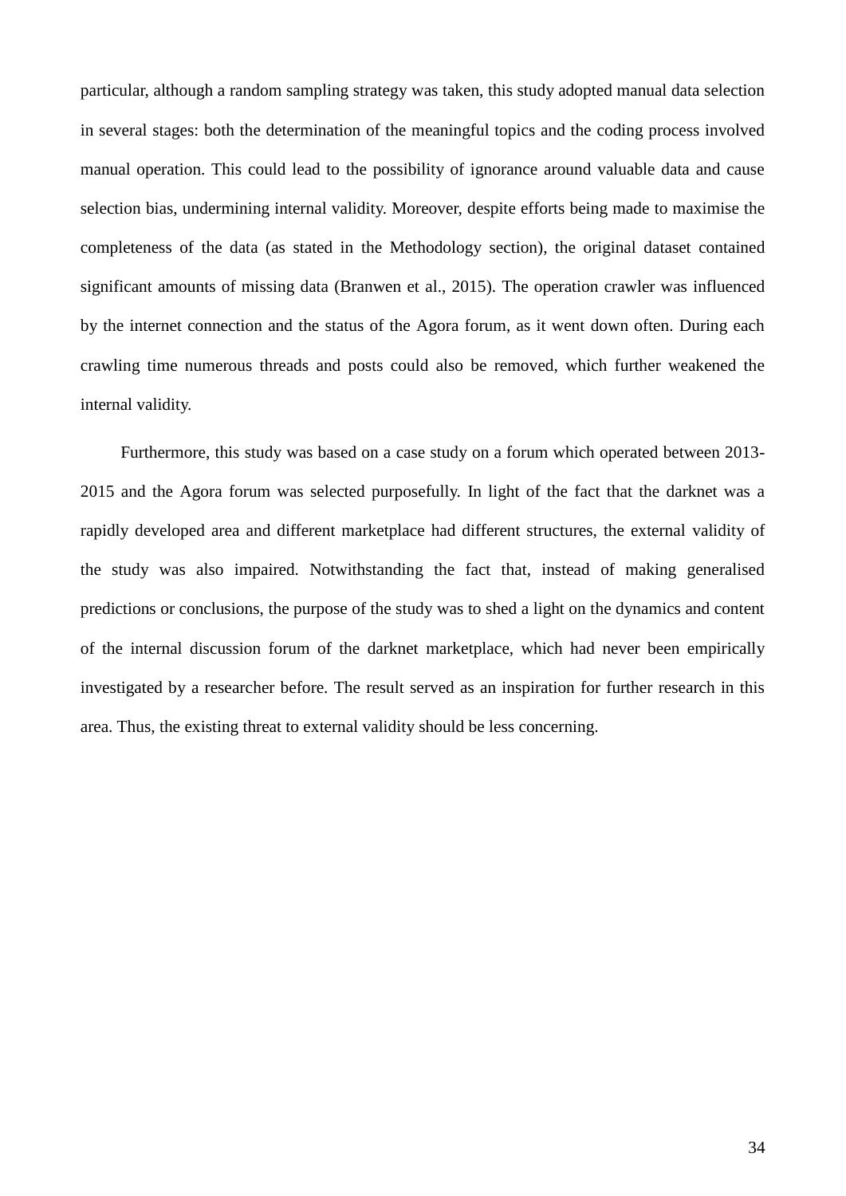particular, although a random sampling strategy was taken, this study adopted manual data selection in several stages: both the determination of the meaningful topics and the coding process involved manual operation. This could lead to the possibility of ignorance around valuable data and cause selection bias, undermining internal validity. Moreover, despite efforts being made to maximise the completeness of the data (as stated in the Methodology section), the original dataset contained significant amounts of missing data (Branwen et al., 2015). The operation crawler was influenced by the internet connection and the status of the Agora forum, as it went down often. During each crawling time numerous threads and posts could also be removed, which further weakened the internal validity.

Furthermore, this study was based on a case study on a forum which operated between 2013-2015 and the Agora forum was selected purposefully. In light of the fact that the darknet was a rapidly developed area and different marketplace had different structures, the external validity of the study was also impaired. Notwithstanding the fact that, instead of making generalised predictions or conclusions, the purpose of the study was to shed a light on the dynamics and content of the internal discussion forum of the darknet marketplace, which had never been empirically investigated by a researcher before. The result served as an inspiration for further research in this area. Thus, the existing threat to external validity should be less concerning.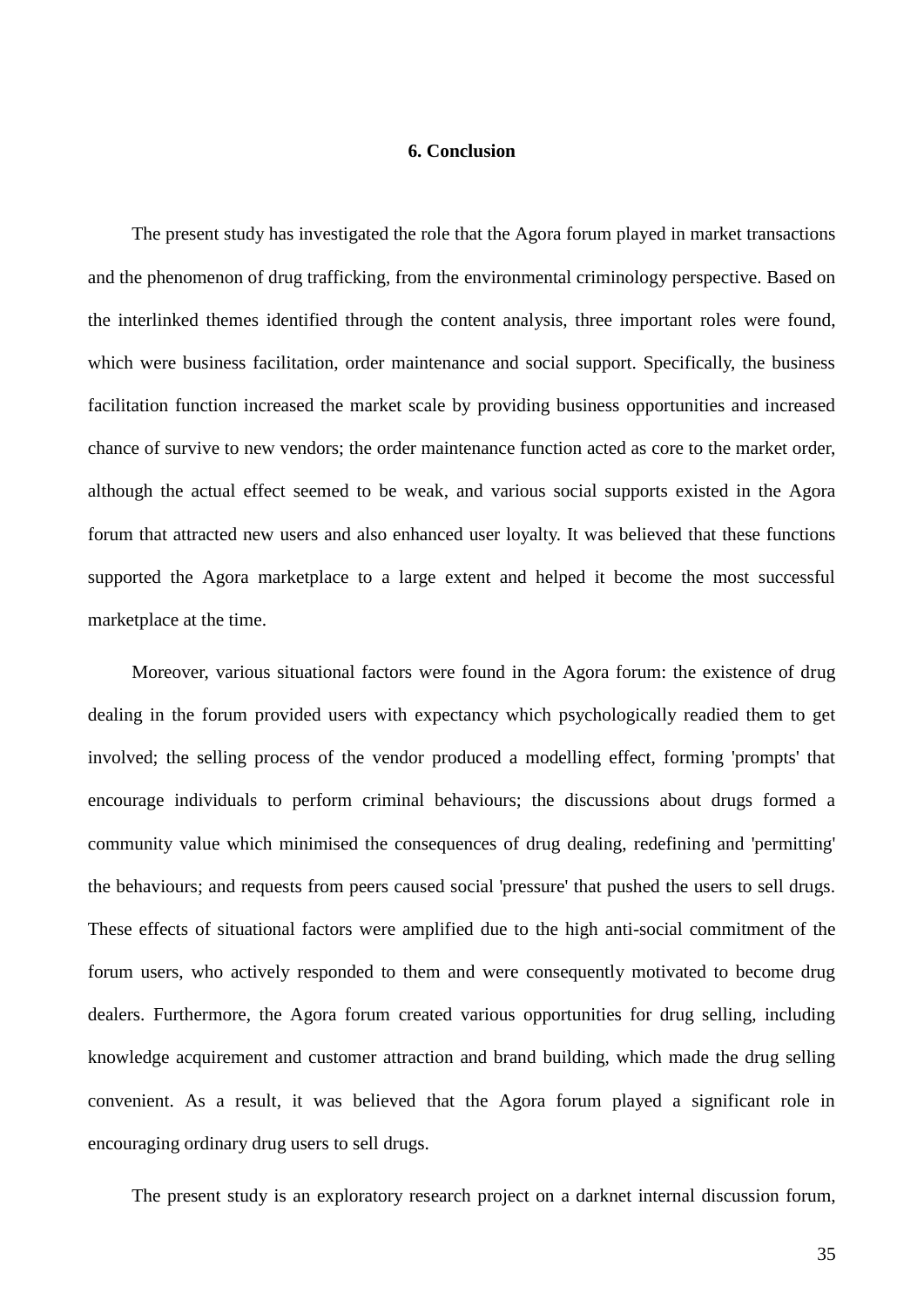# 6. Conclusion

The present study has investigated the role that the Agora forum played in market transactions and the phenomenon of drug trafficking, from the environmental criminology perspective. Based on the interlinked themes identified through the content analysis, three important roles were found, which were business facilitation, order maintenance and social support. Specifically, the business facilitation function increased the market scale by providing business opportunities and increased chance of survive to new vendors; the order maintenance function acted as core to the market order, although the actual effect seemed to be weak, and various social supports existed in the Agora forum that attracted new users and also enhanced user loyalty. It was believed that these functions supported the Agora marketplace to a large extent and helped it become the most successful marketplace at the time.

Moreover, various situational factors were found in the Agora forum: the existence of drug dealing in the forum provided users with expectancy which psychologically readied them to get involved; the selling process of the vendor produced a modelling effect, forming 'prompts' that encourage individuals to perform criminal behaviours; the discussions about drugs formed a community value which minimised the consequences of drug dealing, redefining and 'permitting' the behaviours; and requests from peers caused social 'pressure' that pushed the users to sell drugs. These effects of situational factors were amplified due to the high anti-social commitment of the forum users, who actively responded to them and were consequently motivated to become drug dealers. Furthermore, the Agora forum created various opportunities for drug selling, including knowledge acquirement and customer attraction and brand building, which made the drug selling convenient. As a result, it was believed that the Agora forum played a significant role in encouraging ordinary drug users to sell drugs.

The present study is an exploratory research project on a darknet internal discussion forum,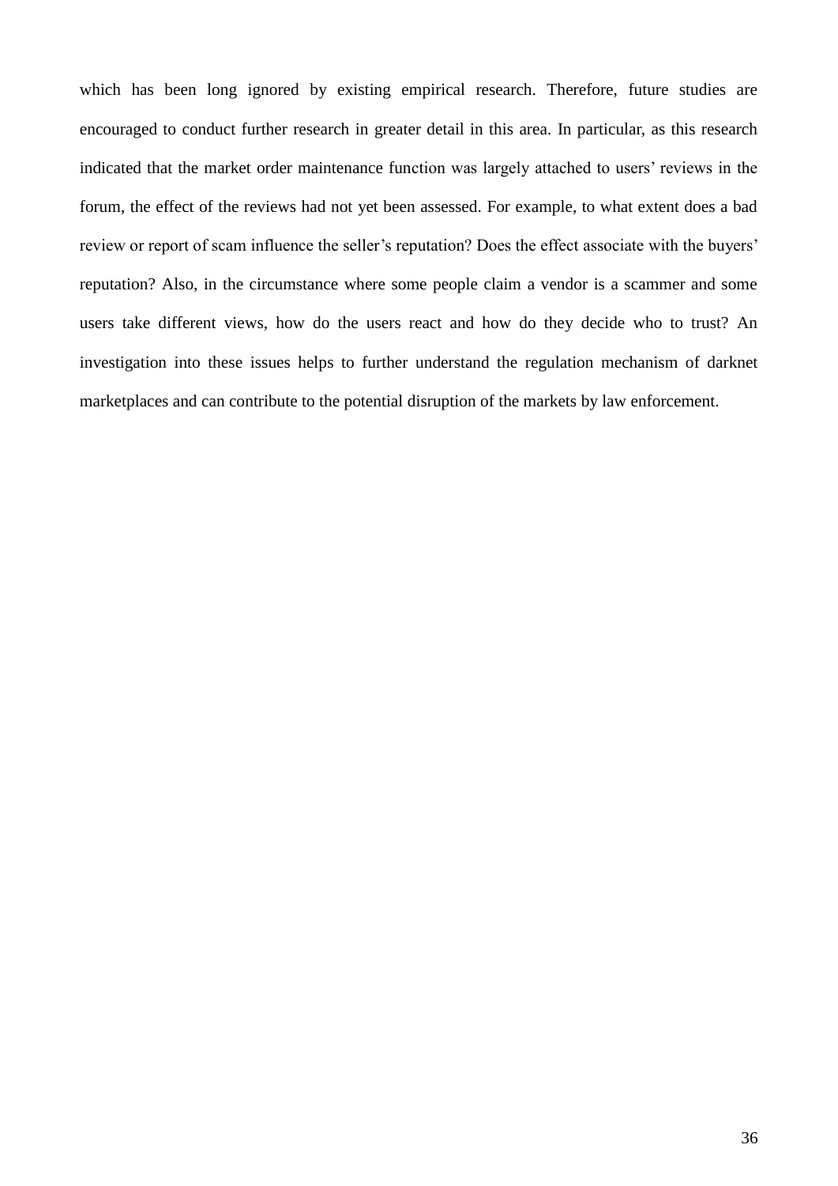which has been long ignored by existing empirical research. Therefore, future studies are encouraged to conduct further research in greater detail in this area. In particular, as this research indicated that the market order maintenance function was largely attached to users' reviews in the forum, the effect of the reviews had not yet been assessed. For example, to what extent does a bad review or report of scam influence the seller's reputation? Does the effect associate with the buyers' reputation? Also, in the circumstance where some people claim a vendor is a scammer and some users take different views, how do the users react and how do they decide who to trust? An investigation into these issues helps to further understand the regulation mechanism of darknet marketplaces and can contribute to the potential disruption of the markets by law enforcement.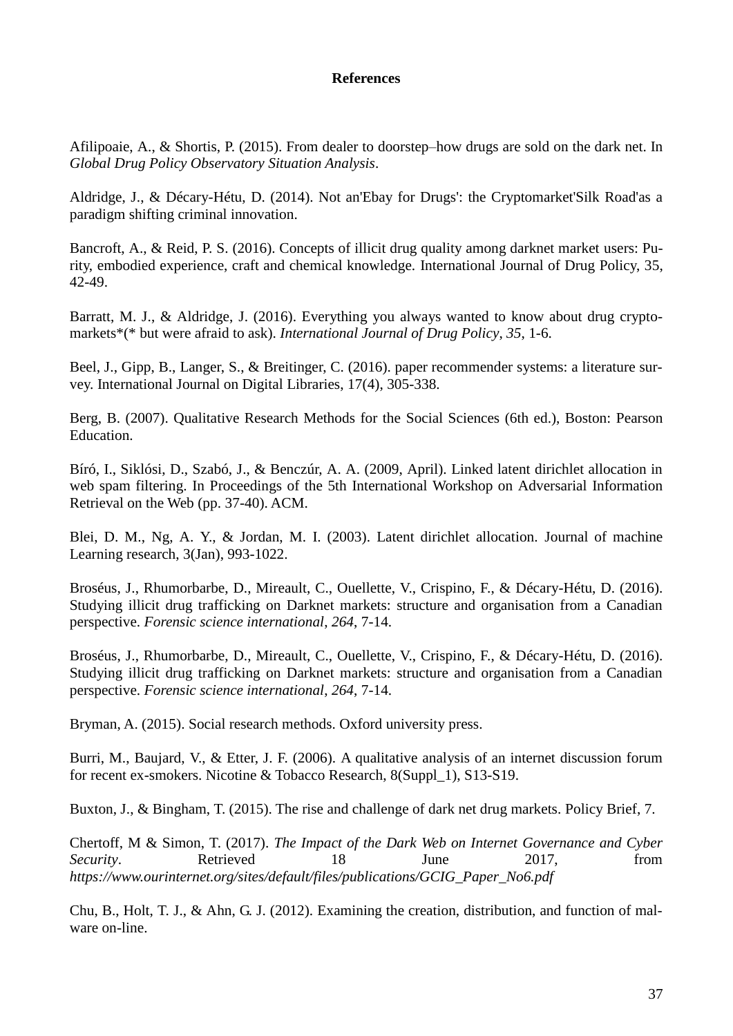## References

Afilipoaie, A., & Shortis, P. (2015). From dealer to doorstep–how drugs are sold on the dark net. In *Global Drug Policy Observatory Situation Analysis*.

Aldridge, J., & Décary-Hétu, D. (2014). Not an'Ebay for Drugs': the Cryptomarket'Silk Road'as a paradigm shifting criminal innovation.

Bancroft, A., & Reid, P. S. (2016). Concepts of illicit drug quality among darknet market users: Purity, embodied experience, craft and chemical knowledge. International Journal of Drug Policy, 35, 42-49.

Barratt, M. J., & Aldridge, J. (2016). Everything you always wanted to know about drug cryptomarkets*(* but were afraid to ask). *International Journal of Drug Policy*, *35*, 1-6.

Beel, J., Gipp, B., Langer, S., & Breitinger, C. (2016). paper recommender systems: a literature survey. International Journal on Digital Libraries, 17(4), 305-338.

Berg, B. (2007). Qualitative Research Methods for the Social Sciences (6th ed.), Boston: Pearson Education.

Bíró, I., Siklósi, D., Szabó, J., & Benczúr, A. A. (2009, April). Linked latent dirichlet allocation in web spam filtering. In Proceedings of the 5th International Workshop on Adversarial Information Retrieval on the Web (pp. 37-40). ACM.

Blei, D. M., Ng, A. Y., & Jordan, M. I. (2003). Latent dirichlet allocation. Journal of machine Learning research, 3(Jan), 993-1022.

Broséus, J., Rhumorbarbe, D., Mireault, C., Ouellette, V., Crispino, F., & Décary-Hétu, D. (2016). Studying illicit drug trafficking on Darknet markets: structure and organisation from a Canadian perspective. *Forensic science international*, *264*, 7-14.

Broséus, J., Rhumorbarbe, D., Mireault, C., Ouellette, V., Crispino, F., & Décary-Hétu, D. (2016). Studying illicit drug trafficking on Darknet markets: structure and organisation from a Canadian perspective. *Forensic science international*, *264*, 7-14.

Bryman, A. (2015). Social research methods. Oxford university press.

Burri, M., Baujard, V., & Etter, J. F. (2006). A qualitative analysis of an internet discussion forum for recent ex-smokers. Nicotine & Tobacco Research, 8(Suppl_1), S13-S19.

Buxton, J., & Bingham, T. (2015). The rise and challenge of dark net drug markets. Policy Brief, 7.

Chertoff, M & Simon, T. (2017). *The Impact of the Dark Web on Internet Governance and Cyber Security*. Retrieved 18 June 2017, from *https://www.ourinternet.org/sites/default/files/publications/GCIG_Paper_No6.pdf*

Chu, B., Holt, T. J., & Ahn, G. J. (2012). Examining the creation, distribution, and function of malware on-line.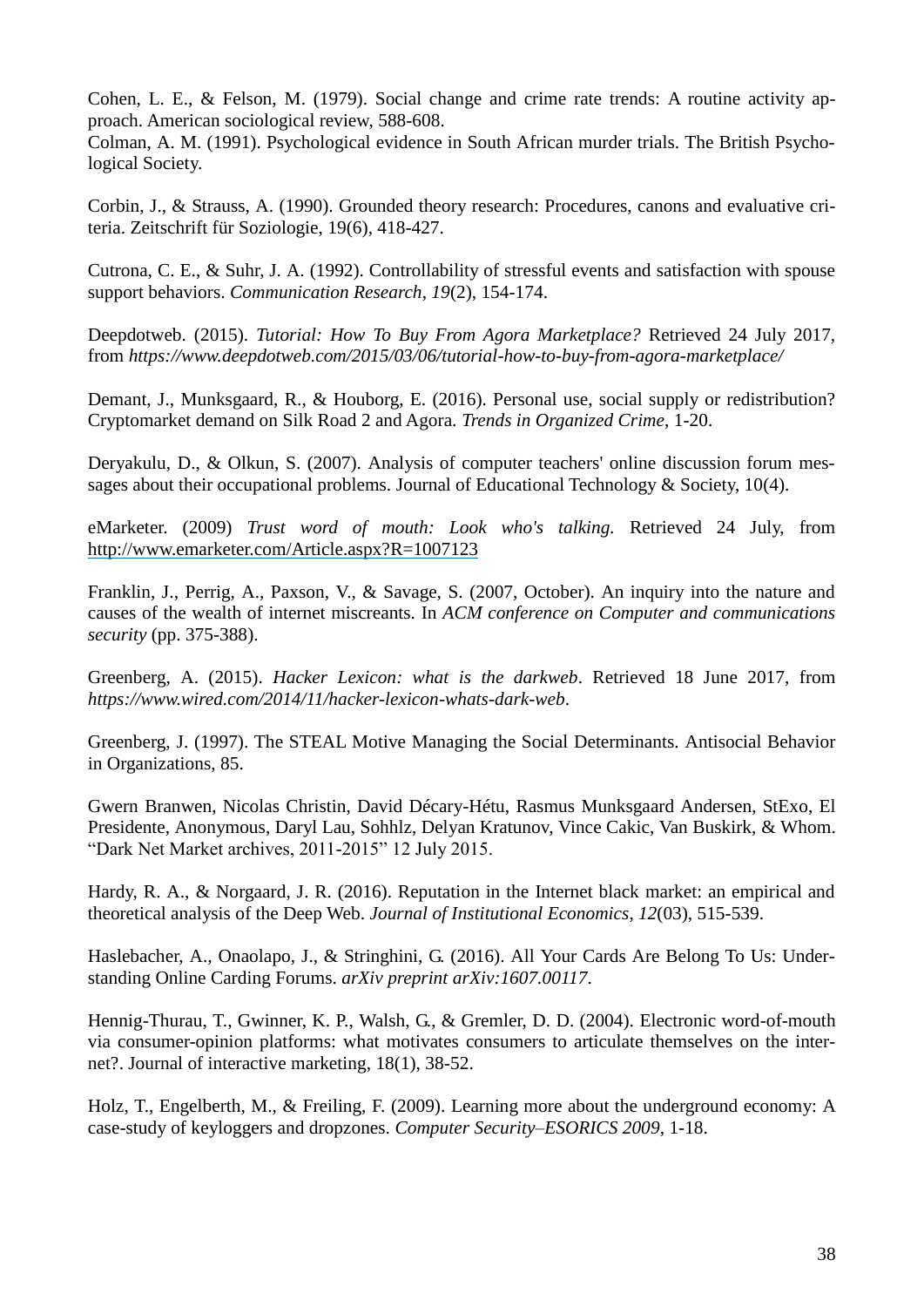Cohen, L. E., & Felson, M. (1979). Social change and crime rate trends: A routine activity approach. American sociological review, 588-608.
Colman, A. M. (1991). Psychological evidence in South African murder trials. The British Psychological Society.

Corbin, J., & Strauss, A. (1990). Grounded theory research: Procedures, canons and evaluative criteria. Zeitschrift für Soziologie, 19(6), 418-427.

Cutrona, C. E., & Suhr, J. A. (1992). Controllability of stressful events and satisfaction with spouse support behaviors. *Communication Research*, *19*(2), 154-174.

Deepdotweb. (2015). *Tutorial: How To Buy From Agora Marketplace?* Retrieved 24 July 2017, from *https://www.deepdotweb.com/2015/03/06/tutorial-how-to-buy-from-agora-marketplace/*

Demant, J., Munksgaard, R., & Houborg, E. (2016). Personal use, social supply or redistribution? Cryptomarket demand on Silk Road 2 and Agora. *Trends in Organized Crime*, 1-20.

Deryakulu, D., & Olkun, S. (2007). Analysis of computer teachers' online discussion forum messages about their occupational problems. Journal of Educational Technology & Society, 10(4).

eMarketer. (2009) *Trust word of mouth: Look who's talking.* Retrieved 24 July, from http://www.emarketer.com/Article.aspx?R=1007123

Franklin, J., Perrig, A., Paxson, V., & Savage, S. (2007, October). An inquiry into the nature and causes of the wealth of internet miscreants. In *ACM conference on Computer and communications security* (pp. 375-388).

Greenberg, A. (2015). *Hacker Lexicon: what is the darkweb*. Retrieved 18 June 2017, from *https://www.wired.com/2014/11/hacker-lexicon-whats-dark-web*.

Greenberg, J. (1997). The STEAL Motive Managing the Social Determinants. Antisocial Behavior in Organizations, 85.

Gwern Branwen, Nicolas Christin, David Décary-Hétu, Rasmus Munksgaard Andersen, StExo, El Presidente, Anonymous, Daryl Lau, Sohhlz, Delyan Kratunov, Vince Cakic, Van Buskirk, & Whom. "Dark Net Market archives, 2011-2015" 12 July 2015.

Hardy, R. A., & Norgaard, J. R. (2016). Reputation in the Internet black market: an empirical and theoretical analysis of the Deep Web. *Journal of Institutional Economics*, *12*(03), 515-539.

Haslebacher, A., Onaolapo, J., & Stringhini, G. (2016). All Your Cards Are Belong To Us: Understanding Online Carding Forums. *arXiv preprint arXiv:1607.00117*.

Hennig-Thurau, T., Gwinner, K. P., Walsh, G., & Gremler, D. D. (2004). Electronic word-of-mouth via consumer-opinion platforms: what motivates consumers to articulate themselves on the internet?. Journal of interactive marketing, 18(1), 38-52.

Holz, T., Engelberth, M., & Freiling, F. (2009). Learning more about the underground economy: A case-study of keyloggers and dropzones. *Computer Security–ESORICS 2009*, 1-18.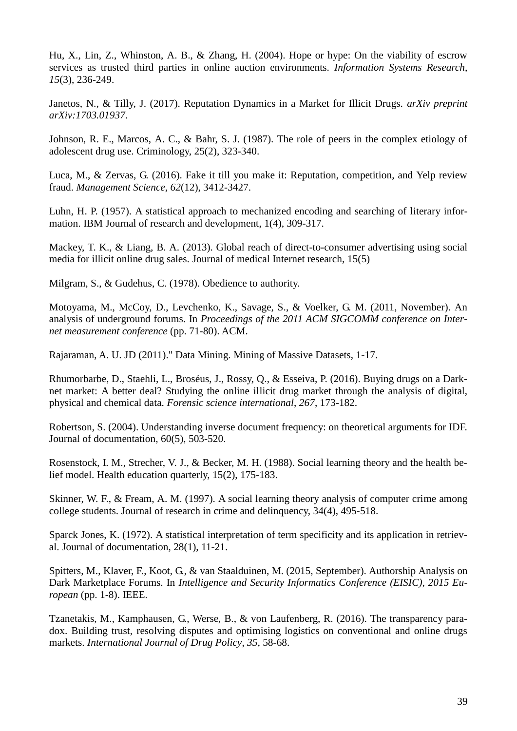Hu, X., Lin, Z., Whinston, A. B., & Zhang, H. (2004). Hope or hype: On the viability of escrow services as trusted third parties in online auction environments. *Information Systems Research*, *15*(3), 236-249.

Janetos, N., & Tilly, J. (2017). Reputation Dynamics in a Market for Illicit Drugs. *arXiv preprint arXiv:1703.01937*.

Johnson, R. E., Marcos, A. C., & Bahr, S. J. (1987). The role of peers in the complex etiology of adolescent drug use. Criminology, 25(2), 323-340.

Luca, M., & Zervas, G. (2016). Fake it till you make it: Reputation, competition, and Yelp review fraud. *Management Science*, *62*(12), 3412-3427.

Luhn, H. P. (1957). A statistical approach to mechanized encoding and searching of literary information. IBM Journal of research and development, 1(4), 309-317.

Mackey, T. K., & Liang, B. A. (2013). Global reach of direct-to-consumer advertising using social media for illicit online drug sales. Journal of medical Internet research, 15(5)

Milgram, S., & Gudehus, C. (1978). Obedience to authority.

Motoyama, M., McCoy, D., Levchenko, K., Savage, S., & Voelker, G. M. (2011, November). An analysis of underground forums. In *Proceedings of the 2011 ACM SIGCOMM conference on Internet measurement conference* (pp. 71-80). ACM.

Rajaraman, A. U. JD (2011)." Data Mining. Mining of Massive Datasets, 1-17.

Rhumorbarbe, D., Staehli, L., Broséus, J., Rossy, Q., & Esseiva, P. (2016). Buying drugs on a Darknet market: A better deal? Studying the online illicit drug market through the analysis of digital, physical and chemical data. *Forensic science international*, *267*, 173-182.

Robertson, S. (2004). Understanding inverse document frequency: on theoretical arguments for IDF. Journal of documentation, 60(5), 503-520.

Rosenstock, I. M., Strecher, V. J., & Becker, M. H. (1988). Social learning theory and the health belief model. Health education quarterly, 15(2), 175-183.

Skinner, W. F., & Fream, A. M. (1997). A social learning theory analysis of computer crime among college students. Journal of research in crime and delinquency, 34(4), 495-518.

Sparck Jones, K. (1972). A statistical interpretation of term specificity and its application in retrieval. Journal of documentation, 28(1), 11-21.

Spitters, M., Klaver, F., Koot, G., & van Staalduinen, M. (2015, September). Authorship Analysis on Dark Marketplace Forums. In *Intelligence and Security Informatics Conference (EISIC), 2015 European* (pp. 1-8). IEEE.

Tzanetakis, M., Kamphausen, G., Werse, B., & von Laufenberg, R. (2016). The transparency paradox. Building trust, resolving disputes and optimising logistics on conventional and online drugs markets. *International Journal of Drug Policy*, *35*, 58-68.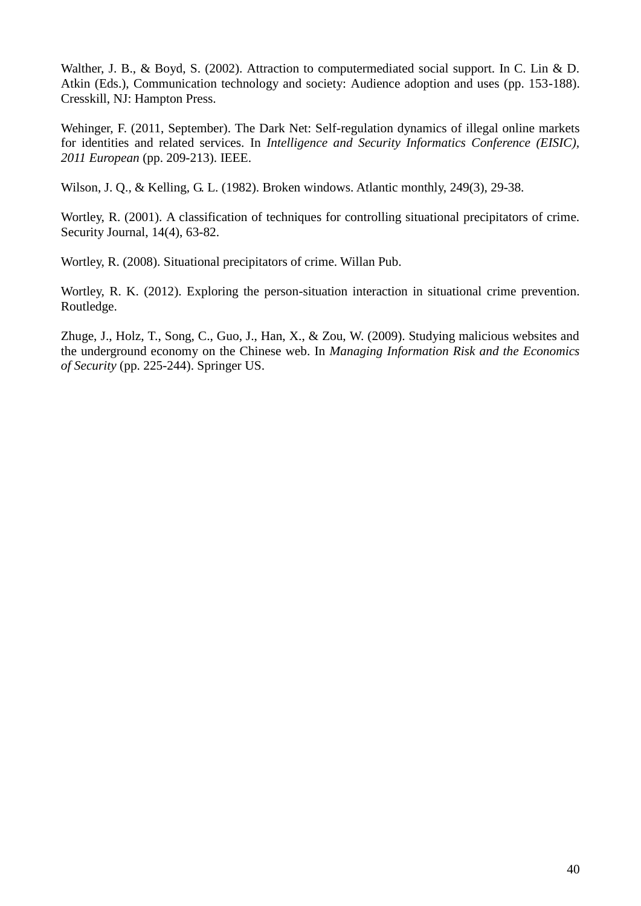Walther, J. B., & Boyd, S. (2002). Attraction to computermediated social support. In C. Lin & D. Atkin (Eds.), Communication technology and society: Audience adoption and uses (pp. 153-188). Cresskill, NJ: Hampton Press.

Wehinger, F. (2011, September). The Dark Net: Self-regulation dynamics of illegal online markets for identities and related services. In *Intelligence and Security Informatics Conference (EISIC), 2011 European* (pp. 209-213). IEEE.

Wilson, J. Q., & Kelling, G. L. (1982). Broken windows. Atlantic monthly, 249(3), 29-38.

Wortley, R. (2001). A classification of techniques for controlling situational precipitators of crime. Security Journal, 14(4), 63-82.

Wortley, R. (2008). Situational precipitators of crime. Willan Pub.

Wortley, R. K. (2012). Exploring the person-situation interaction in situational crime prevention. Routledge.

Zhuge, J., Holz, T., Song, C., Guo, J., Han, X., & Zou, W. (2009). Studying malicious websites and the underground economy on the Chinese web. In *Managing Information Risk and the Economics of Security* (pp. 225-244). Springer US.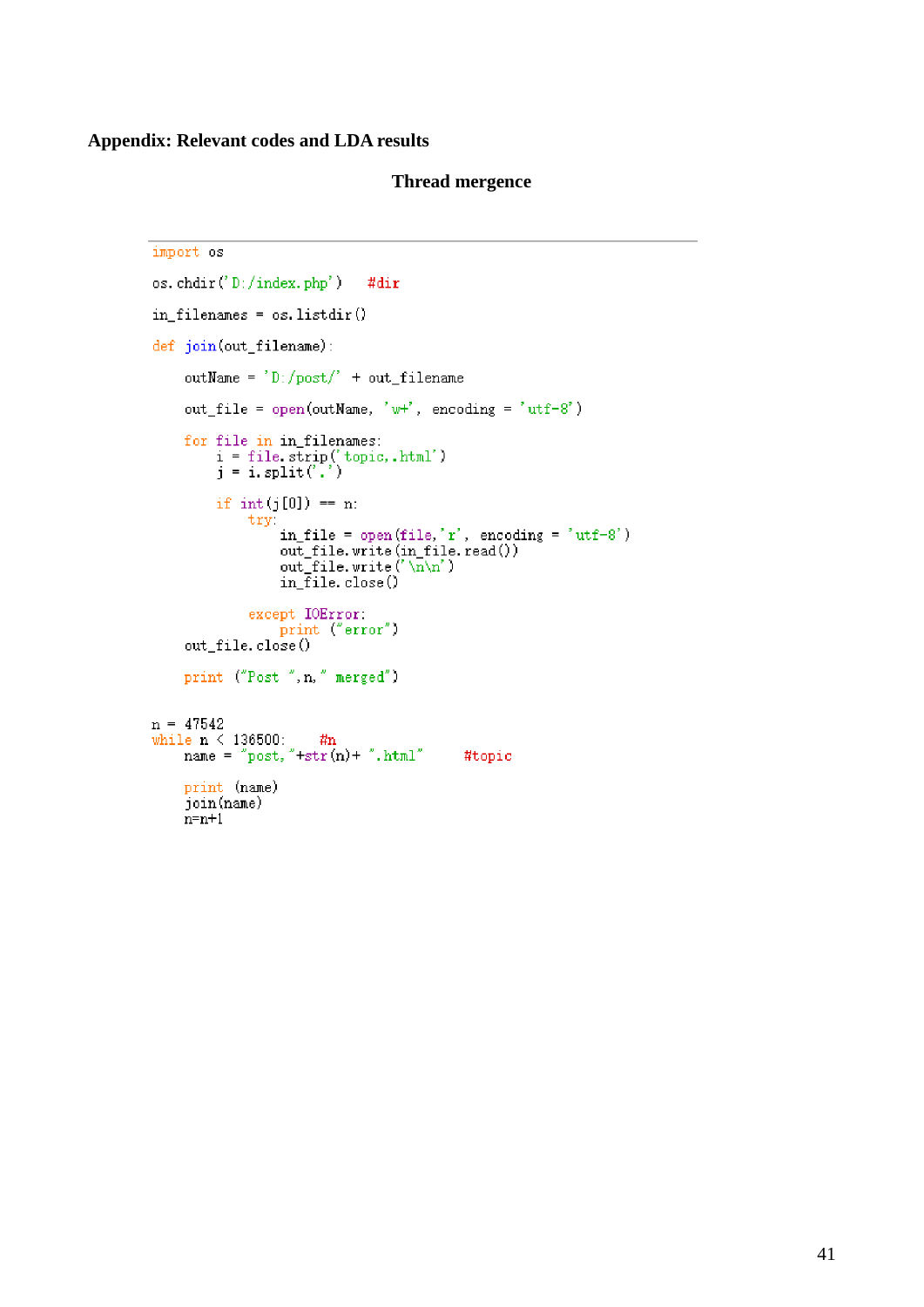## Appendix: Relevant codes and LDA results

### Thread mergence

```
import os

os.chdir('D:/index.php')    #dir

in_filenames = os.listdir()

def join(out_filename):

    outName = 'D:/post/' + out_filename

    out_file = open(outName, 'w+', encoding = 'utf-8')

    for file in in_filenames:
        i = file.strip('topic,.html')
        j = i.split('.')

        if int(j[0]) == n:
            try:
                in_file = open(file,'r', encoding = 'utf-8')
                out_file.write(in_file.read())
                out_file.write('\n\n')
                in_file.close()

            except IOError:
                print ("error")
    out_file.close()

    print ("Post ",n," merged")


n = 47542
while n < 136500:    #n
    name = "post,"+str(n)+".html"     #topic

    print (name)
    join(name)
    n=n+1
```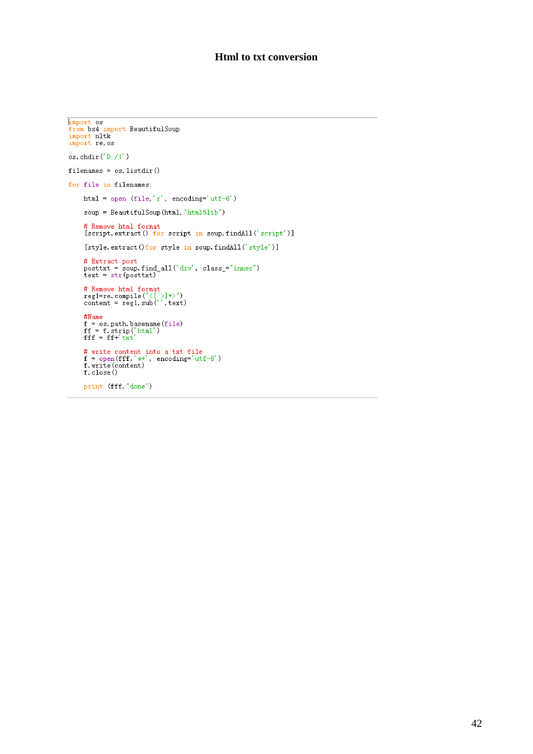### Html to txt conversion

```
import os
from bs4 import BeautifulSoup
import nltk
import re,os

os.chdir('D:/1')

filenames = os.listdir()

for file in filenames:

    html = open (file,'r', encoding='utf-8')

    soup = BeautifulSoup(html,"html5lib")

    # Remove html format
    [script.extract() for script in soup.findAll('script')]

    [style.extract()for style in soup.findAll('style')]

    # Extract post
    posttxt = soup.find_all('div', class_="inner")
    text = str(posttxt)

    # Remove html format
    reg1=re.compile("<[^>]*>")
    content = reg1.sub('',text)

    #Name
    f = os.path.basename(file)
    ff = f.strip('html')
    fff = ff+'txt'

    # write content into a txt file
    f = open(fff,'w+', encoding='utf-8')
    f.write(content)
    f.close()

    print (fff,"done")
```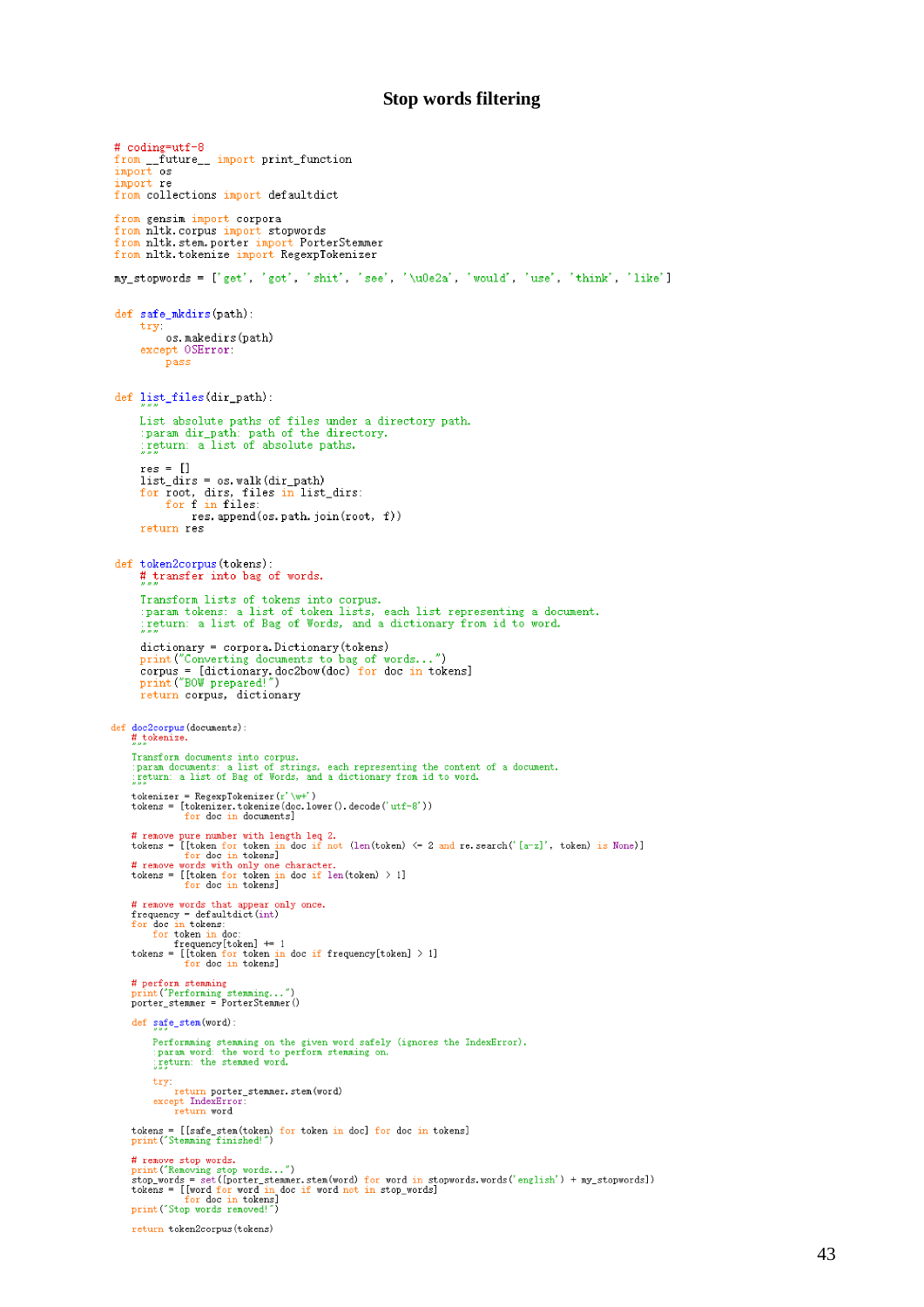# Stop words filtering

```python
# coding=utf-8
from __future__ import print_function
import os
import re
from collections import defaultdict

from gensim import corpora
from nltk.corpus import stopwords
from nltk.stem.porter import PorterStemmer
from nltk.tokenize import RegexpTokenizer

my_stopwords = ['get', 'got', 'shit', 'see', '\u0e2a', 'would', 'use', 'think', 'like']


def safe_mkdirs(path):
    try:
        os.makedirs(path)
    except OSError:
        pass


def list_files(dir_path):
    """
    List absolute paths of files under a directory path.
    :param dir_path: path of the directory.
    :return: a list of absolute paths.
    """
    res = []
    list_dirs = os.walk(dir_path)
    for root, dirs, files in list_dirs:
        for f in files:
            res.append(os.path.join(root, f))
    return res


def token2corpus(tokens):
    # transfer into bag of words.
    """
    Transform lists of tokens into corpus.
    :param tokens: a list of token lists, each list representing a document.
    :return: a list of Bag of Words, and a dictionary from id to word.
    """
    dictionary = corpora.Dictionary(tokens)
    print("Converting documents to bag of words...")
    corpus = [dictionary.doc2bow(doc) for doc in tokens]
    print("BOW prepared!")
    return corpus, dictionary


def doc2corpus(documents):
    # tokenize.
    """
    Transform documents into corpus.
    :param documents: a list of strings, each representing the content of a document.
    :return: a list of Bag of Words, and a dictionary from id to word.
    """
    tokenizer = RegexpTokenizer(r'\w+')
    tokens = [tokenizer.tokenize(doc.lower().decode('utf-8'))
              for doc in documents]

    # remove pure number with length leq 2.
    tokens = [[token for token in doc if not (len(token) <= 2 and re.search('[a-z]', token) is None)]
              for doc in tokens]
    # remove words with only one character.
    tokens = [[token for token in doc if len(token) > 1]
              for doc in tokens]

    # remove words that appear only once.
    frequency = defaultdict(int)
    for doc in tokens:
        for token in doc:
            frequency[token] += 1
    tokens = [[token for token in doc if frequency[token] > 1]
              for doc in tokens]

    # perform stemming
    print("Performing stemming...")
    porter_stemmer = PorterStemmer()

    def safe_stem(word):
        """
        Performming stemming on the given word safely (ignores the IndexError).
        :param word: the word to perform stemming on.
        :return: the stemmed word.
        """
        try:
            return porter_stemmer.stem(word)
        except IndexError:
            return word

    tokens = [[safe_stem(token) for token in doc] for doc in tokens]
    print("Stemming finished!")

    # remove stop words.
    print("Removing stop words...")
    stop_words = set([porter_stemmer.stem(word) for word in stopwords.words('english') + my_stopwords])
    tokens = [[word for word in doc if word not in stop_words]
              for doc in tokens]
    print("Stop words removed!")

    return token2corpus(tokens)
```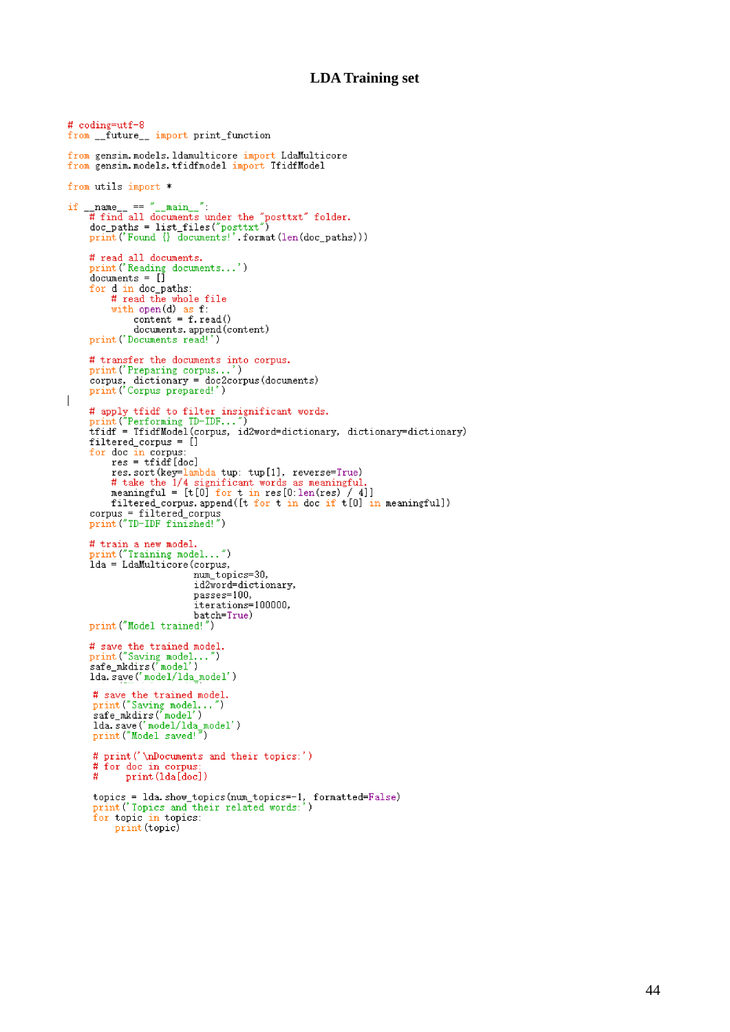### LDA Training set

```python
# coding=utf-8
from __future__ import print_function

from gensim.models.ldamulticore import LdaMulticore
from gensim.models.tfidfmodel import TfidfModel

from utils import *

if __name__ == "__main__":
    # find all documents under the "posttxt" folder.
    doc_paths = list_files("posttxt")
    print('Found {} documents!'.format(len(doc_paths)))

    # read all documents.
    print('Reading documents...')
    documents = []
    for d in doc_paths:
        # read the whole file
        with open(d) as f:
            content = f.read()
            documents.append(content)
    print('Documents read!')

    # transfer the documents into corpus.
    print('Preparing corpus...')
    corpus, dictionary = doc2corpus(documents)
    print('Corpus prepared!')
|
    # apply tfidf to filter insignificant words.
    print("Performing TD-IDF...")
    tfidf = TfidfModel(corpus, id2word=dictionary, dictionary=dictionary)
    filtered_corpus = []
    for doc in corpus:
        res = tfidf[doc]
        res.sort(key=lambda tup: tup[1], reverse=True)
        # take the 1/4 significant words as meaningful.
        meaningful = [t[0] for t in res[0:len(res) / 4]]
        filtered_corpus.append([t for t in doc if t[0] in meaningful])
    corpus = filtered_corpus
    print("TD-IDF finished!")

    # train a new model.
    print("Training model...")
    lda = LdaMulticore(corpus,
                       num_topics=30,
                       id2word=dictionary,
                       passes=100,
                       iterations=100000,
                       batch=True)
    print("Model trained!")

    # save the trained model.
    print("Saving model...")
    safe_mkdirs('model')
    lda.save('model/lda_model')

     # save the trained model.
     print("Saving model...")
     safe_mkdirs('model')
     lda.save('model/lda_model')
     print("Model saved!")

     # print('\nDocuments and their topics:')
     # for doc in corpus:
     #     print(lda[doc])

     topics = lda.show_topics(num_topics=-1, formatted=False)
     print('Topics and their related words:')
     for topic in topics:
         print(topic)
```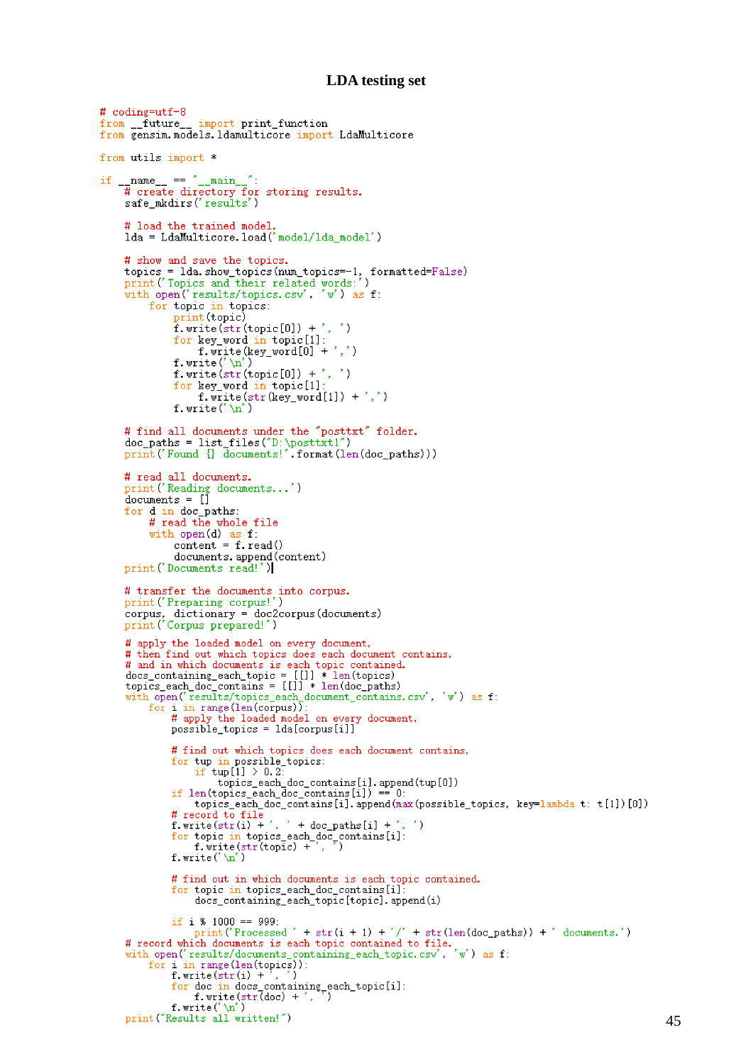**LDA testing set**

```python
# coding=utf-8
from __future__ import print_function
from gensim.models.ldamulticore import LdaMulticore

from utils import *

if __name__ == "__main__":
    # create directory for storing results.
    safe_mkdirs('results')

    # load the trained model.
    lda = LdaMulticore.load('model/lda_model')

    # show and save the topics.
    topics = lda.show_topics(num_topics=-1, formatted=False)
    print('Topics and their related words:')
    with open('results/topics.csv', 'w') as f:
        for topic in topics:
            print(topic)
            f.write(str(topic[0]) + ', ')
            for key_word in topic[1]:
                f.write(key_word[0] + ',')
            f.write('\n')
            f.write(str(topic[0]) + ', ')
            for key_word in topic[1]:
                f.write(str(key_word[1]) + ',')
            f.write('\n')

    # find all documents under the "posttxt" folder.
    doc_paths = list_files("D:\posttxt1")
    print('Found {} documents!'.format(len(doc_paths)))

    # read all documents.
    print('Reading documents...')
    documents = []
    for d in doc_paths:
        # read the whole file
        with open(d) as f:
            content = f.read()
            documents.append(content)
    print('Documents read!')

    # transfer the documents into corpus.
    print('Preparing corpus!')
    corpus, dictionary = doc2corpus(documents)
    print('Corpus prepared!')

    # apply the loaded model on every document,
    # then find out which topics does each document contains,
    # and in which documents is each topic contained.
    docs_containing_each_topic = [[]] * len(topics)
    topics_each_doc_contains = [[]] * len(doc_paths)
    with open('results/topics_each_document_contains.csv', 'w') as f:
        for i in range(len(corpus)):
            # apply the loaded model on every document,
            possible_topics = lda[corpus[i]]

            # find out which topics does each document contains,
            for tup in possible_topics:
                if tup[1] > 0.2:
                    topics_each_doc_contains[i].append(tup[0])
            if len(topics_each_doc_contains[i]) == 0:
                topics_each_doc_contains[i].append(max(possible_topics, key=lambda t: t[1])[0])
            # record to file
            f.write(str(i) + ', ' + doc_paths[i] + ', ')
            for topic in topics_each_doc_contains[i]:
                f.write(str(topic) + ', ')
            f.write('\n')

            # find out in which documents is each topic contained.
            for topic in topics_each_doc_contains[i]:
                docs_containing_each_topic[topic].append(i)

            if i % 1000 == 999:
                print('Processed ' + str(i + 1) + '/' + str(len(doc_paths)) + ' documents.')
    # record which documents is each topic contained to file.
    with open('results/documents_containing_each_topic.csv', 'w') as f:
        for i in range(len(topics)):
            f.write(str(i) + ', ')
            for doc in docs_containing_each_topic[i]:
                f.write(str(doc) + ', ')
            f.write('\n')
    print("Results all written!")
```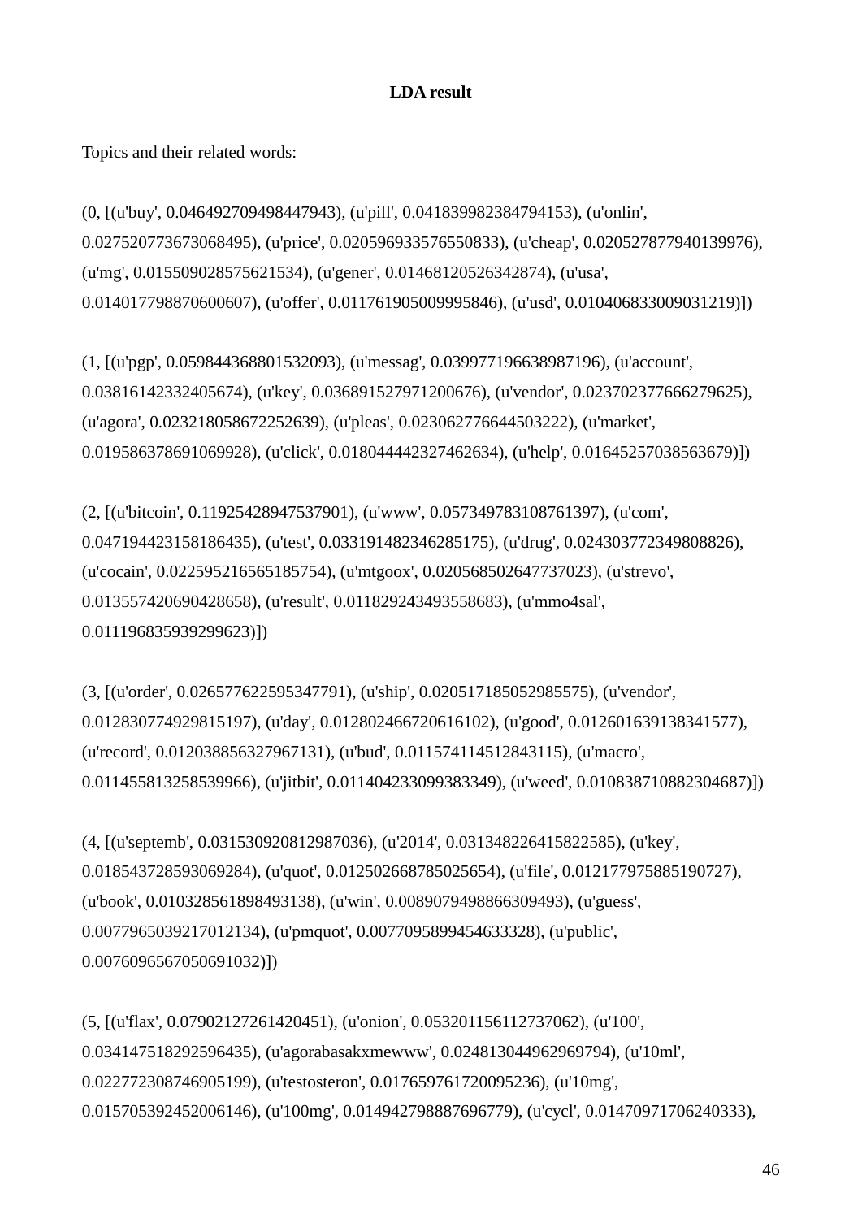**LDA result**

Topics and their related words:

(0, [(u'buy', 0.046492709498447943), (u'pill', 0.041839982384794153), (u'onlin', 0.027520773673068495), (u'price', 0.020596933576550833), (u'cheap', 0.020527877940139976), (u'mg', 0.015509028575621534), (u'gener', 0.01468120526342874), (u'usa', 0.014017798870600607), (u'offer', 0.011761905009995846), (u'usd', 0.010406833009031219)])

(1, [(u'pgp', 0.059844368801532093), (u'messag', 0.039977196638987196), (u'account', 0.03816142332405674), (u'key', 0.036891527971200676), (u'vendor', 0.023702377666279625), (u'agora', 0.023218058672252639), (u'pleas', 0.023062776644503222), (u'market', 0.019586378691069928), (u'click', 0.018044442327462634), (u'help', 0.01645257038563679)])

(2, [(u'bitcoin', 0.11925428947537901), (u'www', 0.057349783108761397), (u'com', 0.047194423158186435), (u'test', 0.033191482346285175), (u'drug', 0.024303772349808826), (u'cocain', 0.022595216565185754), (u'mtgoox', 0.020568502647737023), (u'strevo', 0.013557420690428658), (u'result', 0.011829243493558683), (u'mmo4sal', 0.011196835939299623)])

(3, [(u'order', 0.026577622595347791), (u'ship', 0.020517185052985575), (u'vendor', 0.012830774929815197), (u'day', 0.012802466720616102), (u'good', 0.012601639138341577), (u'record', 0.012038856327967131), (u'bud', 0.011574114512843115), (u'macro', 0.011455813258539966), (u'jitbit', 0.011404233099383349), (u'weed', 0.010838710882304687)])

(4, [(u'septemb', 0.031530920812987036), (u'2014', 0.031348226415822585), (u'key', 0.018543728593069284), (u'quot', 0.012502668785025654), (u'file', 0.012177975885190727), (u'book', 0.010328561898493138), (u'win', 0.0089079498866309493), (u'guess', 0.0077965039217012134), (u'pmquot', 0.0077095899454633328), (u'public', 0.0076096567050691032)])

(5, [(u'flax', 0.07902127261420451), (u'onion', 0.053201156112737062), (u'100', 0.034147518292596435), (u'agorabasakxmewww', 0.024813044962969794), (u'10ml', 0.022772308746905199), (u'testosteron', 0.017659761720095236), (u'10mg', 0.015705392452006146), (u'100mg', 0.014942798887696779), (u'cycl', 0.01470971706240333),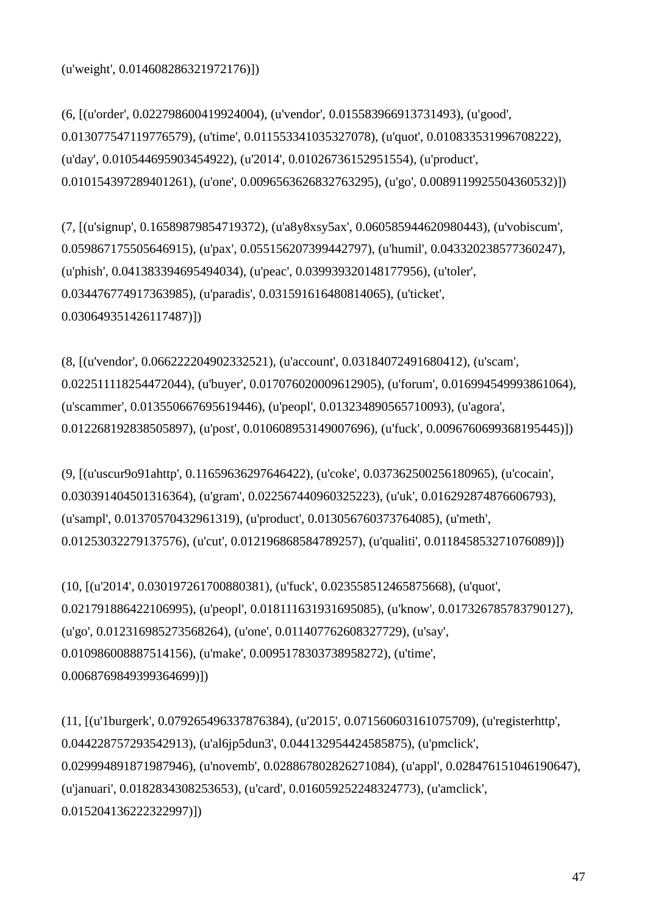(u'weight', 0.014608286321972176)])

(6, [(u'order', 0.022798600419924004), (u'vendor', 0.015583966913731493), (u'good', 0.013077547119776579), (u'time', 0.011553341035327078), (u'quot', 0.010833531996708222), (u'day', 0.010544695903454922), (u'2014', 0.01026736152951554), (u'product', 0.010154397289401261), (u'one', 0.0096563626832763295), (u'go', 0.0089119925504360532)])

(7, [(u'signup', 0.16589879854719372), (u'a8y8xsy5ax', 0.060585944620980443), (u'vobiscum', 0.059867175505646915), (u'pax', 0.055156207399442797), (u'humil', 0.043320238577360247), (u'phish', 0.041383394695494034), (u'peac', 0.039939320148177956), (u'toler', 0.034476774917363985), (u'paradis', 0.031591616480814065), (u'ticket', 0.030649351426117487)])

(8, [(u'vendor', 0.066222204902332521), (u'account', 0.03184072491680412), (u'scam', 0.022511118254472044), (u'buyer', 0.017076020009612905), (u'forum', 0.016994549993861064), (u'scammer', 0.013550667695619446), (u'peopl', 0.013234890565710093), (u'agora', 0.012268192838505897), (u'post', 0.010608953149007696), (u'fuck', 0.0096760699368195445)])

(9, [(u'uscur9o91ahttp', 0.11659636297646422), (u'coke', 0.037362500256180965), (u'cocain', 0.030391404501316364), (u'gram', 0.022567440960325223), (u'uk', 0.016292874876606793), (u'sampl', 0.01370570432961319), (u'product', 0.013056760373764085), (u'meth', 0.01253032279137576), (u'cut', 0.012196868584789257), (u'qualiti', 0.011845853271076089)])

(10, [(u'2014', 0.030197261700880381), (u'fuck', 0.023558512465875668), (u'quot', 0.021791886422106995), (u'peopl', 0.018111631931695085), (u'know', 0.017326785783790127), (u'go', 0.012316985273568264), (u'one', 0.011407762608327729), (u'say', 0.010986008887514156), (u'make', 0.0095178303738958272), (u'time', 0.0068769849399364699)])

(11, [(u'1burgerk', 0.079265496337876384), (u'2015', 0.071560603161075709), (u'registerhttp', 0.044228757293542913), (u'al6jp5dun3', 0.044132954424585875), (u'pmclick', 0.029994891871987946), (u'novemb', 0.028867802826271084), (u'appl', 0.028476151046190647), (u'januari', 0.0182834308253653), (u'card', 0.016059252248324773), (u'amclick', 0.015204136222322997)])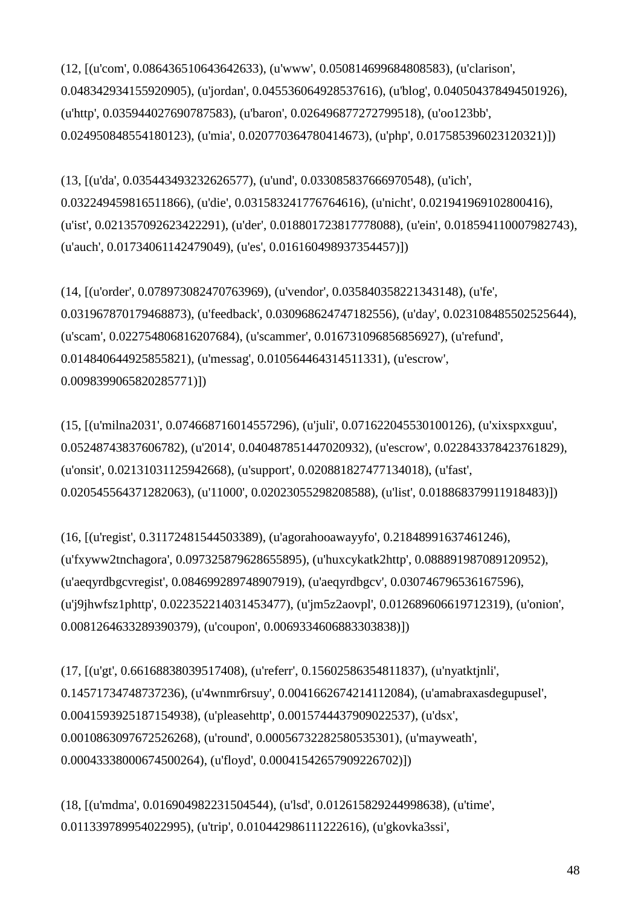(12, [(u'com', 0.086436510643642633), (u'www', 0.050814699684808583), (u'clarison', 0.048342934155920905), (u'jordan', 0.045536064928537616), (u'blog', 0.040504378494501926), (u'http', 0.035944027690787583), (u'baron', 0.026496877272799518), (u'oo123bb', 0.024950848554180123), (u'mia', 0.020770364780414673), (u'php', 0.017585396023120321)])

(13, [(u'da', 0.035443493232626577), (u'und', 0.033085837666970548), (u'ich', 0.032249459816511866), (u'die', 0.031583241776764616), (u'nicht', 0.021941969102800416), (u'ist', 0.021357092623422291), (u'der', 0.018801723817778088), (u'ein', 0.018594110007982743), (u'auch', 0.01734061142479049), (u'es', 0.016160498937354457)])

(14, [(u'order', 0.078973082470763969), (u'vendor', 0.035840358221343148), (u'fe', 0.031967870179468873), (u'feedback', 0.030968624747182556), (u'day', 0.023108485502525644), (u'scam', 0.022754806816207684), (u'scammer', 0.016731096856856927), (u'refund', 0.014840644925855821), (u'messag', 0.010564464314511331), (u'escrow', 0.0098399065820285771)])

(15, [(u'milna2031', 0.074668716014557296), (u'juli', 0.071622045530100126), (u'xixspxxguu', 0.05248743837606782), (u'2014', 0.040487851447020932), (u'escrow', 0.022843378423761829), (u'onsit', 0.02131031125942668), (u'support', 0.020881827477134018), (u'fast', 0.020545564371282063), (u'11000', 0.02023055298208588), (u'list', 0.018868379911918483)])

(16, [(u'regist', 0.31172481544503389), (u'agorahooawayyfo', 0.21848991637461246), (u'fxyww2tnchagora', 0.097325879628655895), (u'huxcykatk2http', 0.088891987089120952), (u'aeqyrdbgcvregist', 0.084699289748907919), (u'aeqyrdbgcv', 0.030746796536167596), (u'j9jhwfsz1phttp', 0.022352214031453477), (u'jm5z2aovpl', 0.012689606619712319), (u'onion', 0.0081264633289390379), (u'coupon', 0.0069334606883303838)])

(17, [(u'gt', 0.66168838039517408), (u'referr', 0.15602586354811837), (u'nyatktjnli', 0.14571734748737236), (u'4wnmr6rsuy', 0.0041662674214112084), (u'amabraxasdegupusel', 0.0041593925187154938), (u'pleasehttp', 0.0015744437909022537), (u'dsx', 0.0010863097672526268), (u'round', 0.00056732282580535301), (u'mayweath', 0.00043338000674500264), (u'floyd', 0.00041542657909226702)])

(18, [(u'mdma', 0.016904982231504544), (u'lsd', 0.012615829244998638), (u'time', 0.011339789954022995), (u'trip', 0.010442986111222616), (u'gkovka3ssi',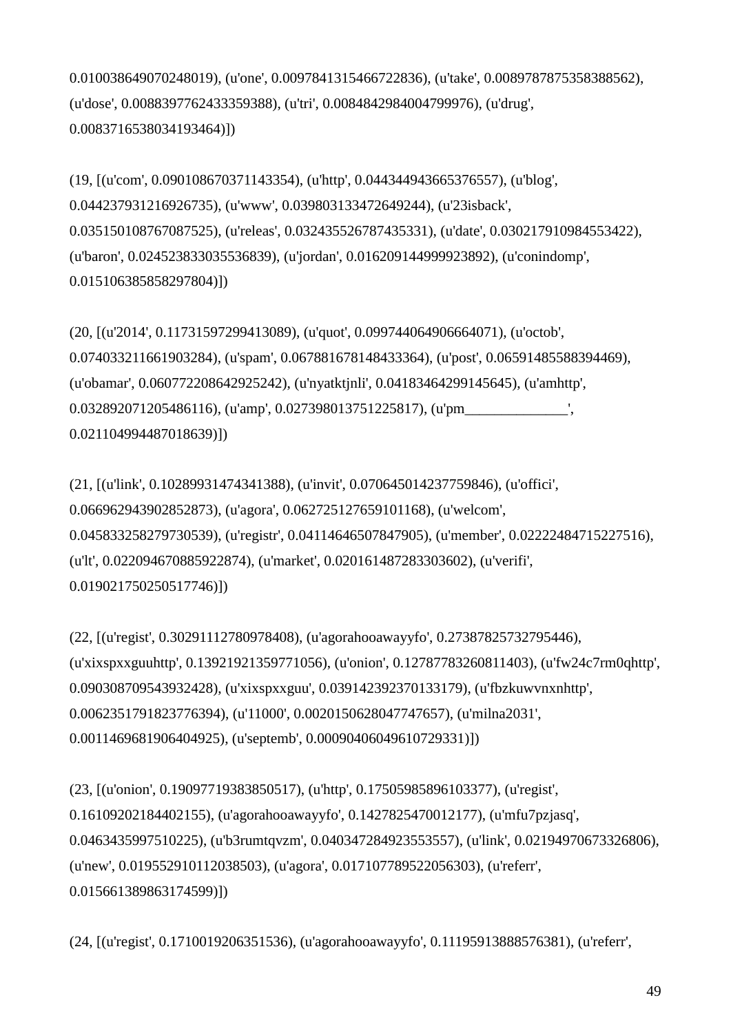0.010038649070248019), (u'one', 0.0097841315466722836), (u'take', 0.0089787875358388562), (u'dose', 0.0088397762433359388), (u'tri', 0.0084842984004799976), (u'drug', 0.0083716538034193464)])

(19, [(u'com', 0.090108670371143354), (u'http', 0.044344943665376557), (u'blog', 0.044237931216926735), (u'www', 0.039803133472649244), (u'23isback', 0.035150108767087525), (u'releas', 0.032435526787435331), (u'date', 0.030217910984553422), (u'baron', 0.024523833035536839), (u'jordan', 0.016209144999923892), (u'conindomp', 0.015106385858297804)])

(20, [(u'2014', 0.11731597299413089), (u'quot', 0.099744064906664071), (u'octob', 0.074033211661903284), (u'spam', 0.067881678148433364), (u'post', 0.06591485588394469), (u'obamar', 0.060772208642925242), (u'nyatktjnli', 0.04183464299145645), (u'amhttp', 0.032892071205486116), (u'amp', 0.027398013751225817), (u'pm______________', 0.021104994487018639)])

(21, [(u'link', 0.10289931474341388), (u'invit', 0.070645014237759846), (u'offici', 0.066962943902852873), (u'agora', 0.062725127659101168), (u'welcom', 0.045833258279730539), (u'registr', 0.04114646507847905), (u'member', 0.02222484715227516), (u'lt', 0.022094670885922874), (u'market', 0.020161487283303602), (u'verifi', 0.019021750250517746)])

(22, [(u'regist', 0.30291112780978408), (u'agorahooawayyfo', 0.27387825732795446), (u'xixspxxguuhttp', 0.13921921359771056), (u'onion', 0.12787783260811403), (u'fw24c7rm0qhttp', 0.090308709543932428), (u'xixspxxguu', 0.039142392370133179), (u'fbzkuwvnxnhttp', 0.0062351791823776394), (u'11000', 0.0020150628047747657), (u'milna2031', 0.0011469681906404925), (u'septemb', 0.00090406049610729331)])

(23, [(u'onion', 0.19097719383850517), (u'http', 0.17505985896103377), (u'regist', 0.16109202184402155), (u'agorahooawayyfo', 0.1427825470012177), (u'mfu7pzjasq', 0.0463435997510225), (u'b3rumtqvzm', 0.040347284923553557), (u'link', 0.02194970673326806), (u'new', 0.019552910112038503), (u'agora', 0.017107789522056303), (u'referr', 0.015661389863174599)])

(24, [(u'regist', 0.1710019206351536), (u'agorahooawayyfo', 0.11195913888576381), (u'referr',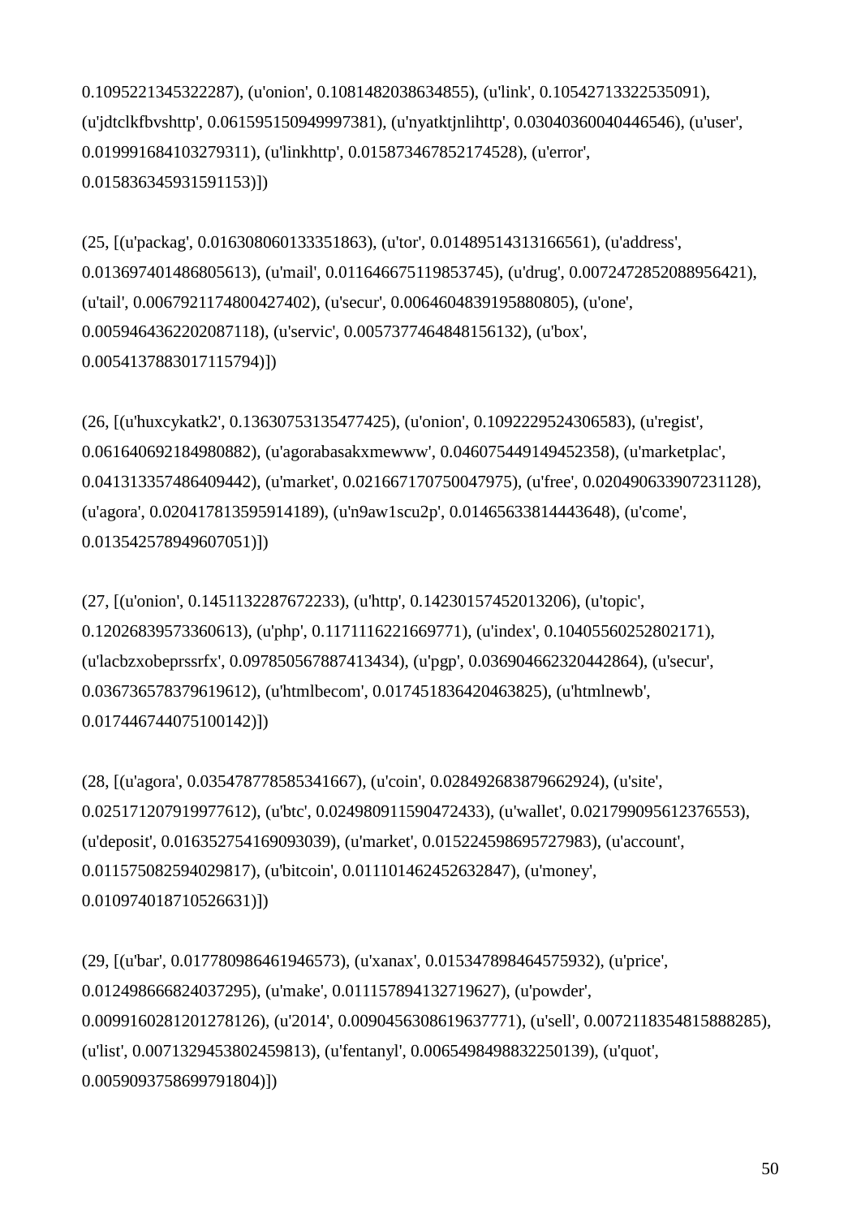0.1095221345322287), (u'onion', 0.1081482038634855), (u'link', 0.10542713322535091), (u'jdtclkfbvshttp', 0.061595150949997381), (u'nyatktjnlihttp', 0.030403600404446546), (u'user', 0.019991684103279311), (u'linkhttp', 0.015873467852174528), (u'error', 0.015836345931591153)])

(25, [(u'packag', 0.016308060133351863), (u'tor', 0.01489514313166561), (u'address', 0.013697401486805613), (u'mail', 0.011646675119853745), (u'drug', 0.0072472852088956421), (u'tail', 0.0067921174800427402), (u'secur', 0.0064604839195880805), (u'one', 0.0059464362202087118), (u'servic', 0.0057377464848156132), (u'box', 0.0054137883017115794)])

(26, [(u'huxcykatk2', 0.13630753135477425), (u'onion', 0.1092229524306583), (u'regist', 0.061640692184980882), (u'agorabasakxmewww', 0.046075449149452358), (u'marketplac', 0.041313357486409442), (u'market', 0.021667170750047975), (u'free', 0.020490633907231128), (u'agora', 0.020417813595914189), (u'n9aw1scu2p', 0.01465633814443648), (u'come', 0.013542578949607051)])

(27, [(u'onion', 0.1451132287672233), (u'http', 0.14230157452013206), (u'topic', 0.12026839573360613), (u'php', 0.1171116221669771), (u'index', 0.10405560252802171), (u'lacbzxobeprssrfx', 0.097850567887413434), (u'pgp', 0.036904662320442864), (u'secur', 0.036736578379619612), (u'htmlbecom', 0.017451836420463825), (u'htmlnewb', 0.017446744075100142)])

(28, [(u'agora', 0.035478778585341667), (u'coin', 0.028492683879662924), (u'site', 0.025171207919977612), (u'btc', 0.024980911590472433), (u'wallet', 0.021799095612376553), (u'deposit', 0.016352754169093039), (u'market', 0.015224598695727983), (u'account', 0.011575082594029817), (u'bitcoin', 0.011101462452632847), (u'money', 0.010974018710526631)])

(29, [(u'bar', 0.017780986461946573), (u'xanax', 0.015347898464575932), (u'price', 0.012498666824037295), (u'make', 0.011157894132719627), (u'powder', 0.0099160281201278126), (u'2014', 0.0090456308619637771), (u'sell', 0.0072118354815888285), (u'list', 0.0071329453802459813), (u'fentanyl', 0.0065498498832250139), (u'quot', 0.0059093758699791804)])